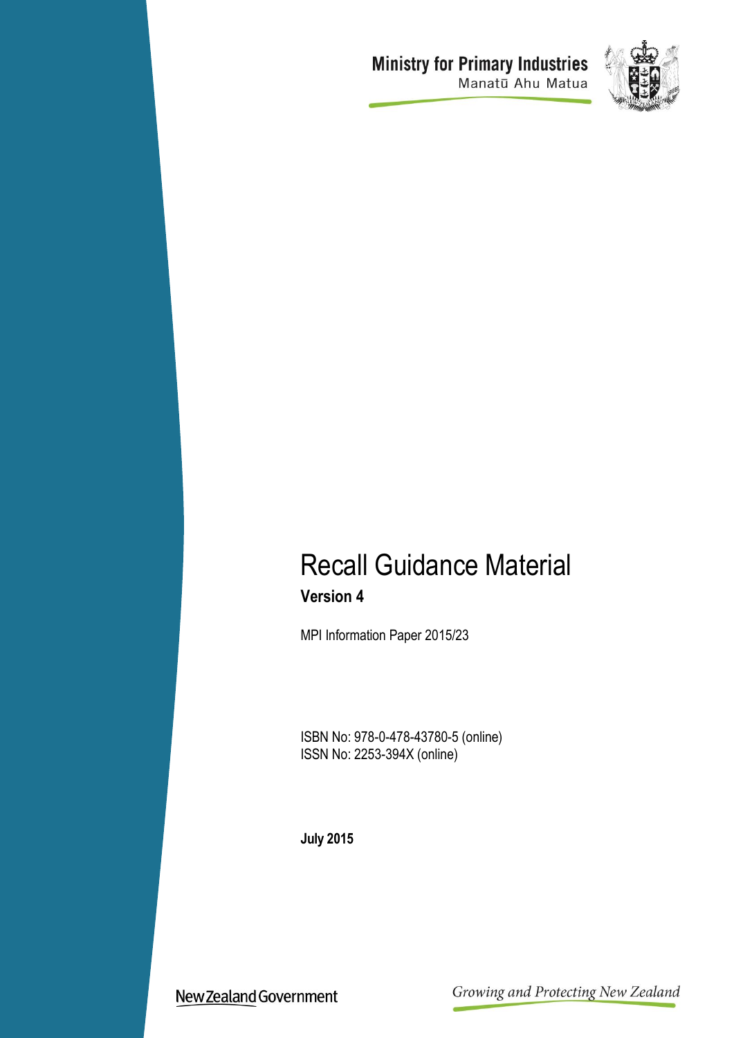Ministry for Primary Industries
Manatū Ahu Matua

# Recall Guidance Material

**Version 4**

MPI Information Paper 2015/23

ISBN No: 978-0-478-43780-5 (online)
ISSN No: 2253-394X (online)

**July 2015**

New Zealand Government

*Growing and Protecting New Zealand*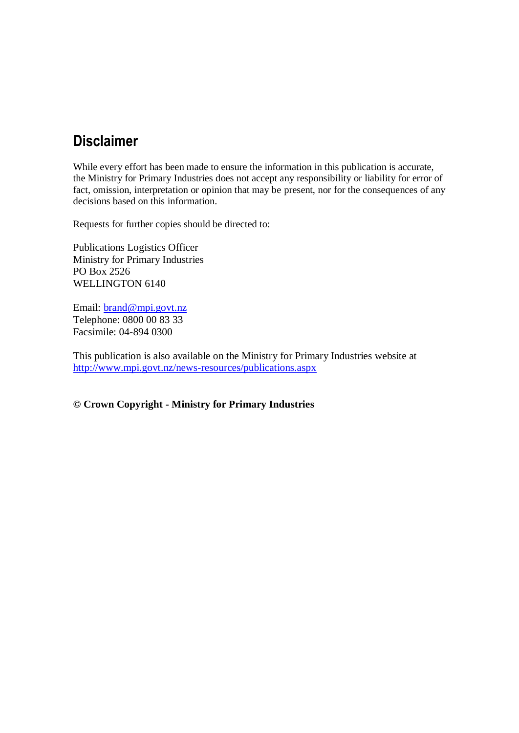## Disclaimer

While every effort has been made to ensure the information in this publication is accurate, the Ministry for Primary Industries does not accept any responsibility or liability for error of fact, omission, interpretation or opinion that may be present, nor for the consequences of any decisions based on this information.

Requests for further copies should be directed to:

Publications Logistics Officer
Ministry for Primary Industries
PO Box 2526
WELLINGTON 6140

Email: brand@mpi.govt.nz
Telephone: 0800 00 83 33
Facsimile: 04-894 0300

This publication is also available on the Ministry for Primary Industries website at http://www.mpi.govt.nz/news-resources/publications.aspx

**© Crown Copyright - Ministry for Primary Industries**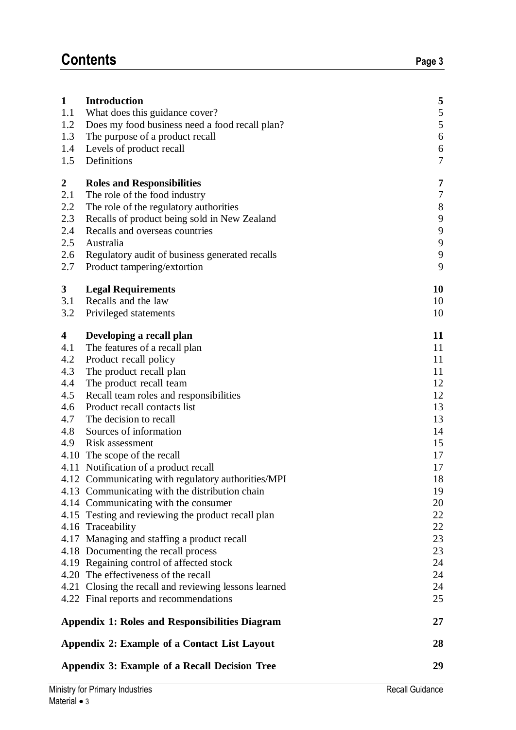# Contents

| | | Page |
|---|---|---|
| **1** | **Introduction** | **5** |
| 1.1 | What does this guidance cover? | 5 |
| 1.2 | Does my food business need a food recall plan? | 5 |
| 1.3 | The purpose of a product recall | 6 |
| 1.4 | Levels of product recall | 6 |
| 1.5 | Definitions | 7 |
| **2** | **Roles and Responsibilities** | **7** |
| 2.1 | The role of the food industry | 7 |
| 2.2 | The role of the regulatory authorities | 8 |
| 2.3 | Recalls of product being sold in New Zealand | 9 |
| 2.4 | Recalls and overseas countries | 9 |
| 2.5 | Australia | 9 |
| 2.6 | Regulatory audit of business generated recalls | 9 |
| 2.7 | Product tampering/extortion | 9 |
| **3** | **Legal Requirements** | **10** |
| 3.1 | Recalls and the law | 10 |
| 3.2 | Privileged statements | 10 |
| **4** | **Developing a recall plan** | **11** |
| 4.1 | The features of a recall plan | 11 |
| 4.2 | Product recall policy | 11 |
| 4.3 | The product recall plan | 11 |
| 4.4 | The product recall team | 12 |
| 4.5 | Recall team roles and responsibilities | 12 |
| 4.6 | Product recall contacts list | 13 |
| 4.7 | The decision to recall | 13 |
| 4.8 | Sources of information | 14 |
| 4.9 | Risk assessment | 15 |
| 4.10 | The scope of the recall | 17 |
| 4.11 | Notification of a product recall | 17 |
| 4.12 | Communicating with regulatory authorities/MPI | 18 |
| 4.13 | Communicating with the distribution chain | 19 |
| 4.14 | Communicating with the consumer | 20 |
| 4.15 | Testing and reviewing the product recall plan | 22 |
| 4.16 | Traceability | 22 |
| 4.17 | Managing and staffing a product recall | 23 |
| 4.18 | Documenting the recall process | 23 |
| 4.19 | Regaining control of affected stock | 24 |
| 4.20 | The effectiveness of the recall | 24 |
| 4.21 | Closing the recall and reviewing lessons learned | 24 |
| 4.22 | Final reports and recommendations | 25 |
| | **Appendix 1: Roles and Responsibilities Diagram** | **27** |
| | **Appendix 2: Example of a Contact List Layout** | **28** |
| | **Appendix 3: Example of a Recall Decision Tree** | **29** |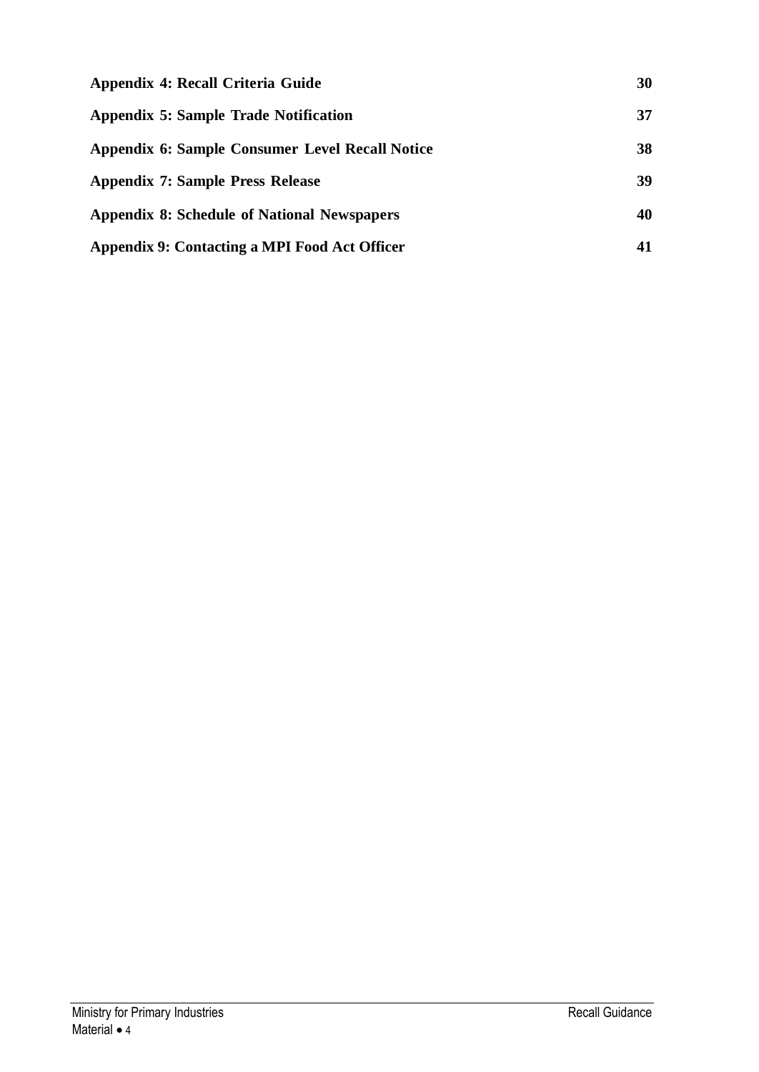| | |
|---|---|
| **Appendix 4: Recall Criteria Guide** | **30** |
| **Appendix 5: Sample Trade Notification** | **37** |
| **Appendix 6: Sample Consumer Level Recall Notice** | **38** |
| **Appendix 7: Sample Press Release** | **39** |
| **Appendix 8: Schedule of National Newspapers** | **40** |
| **Appendix 9: Contacting a MPI Food Act Officer** | **41** |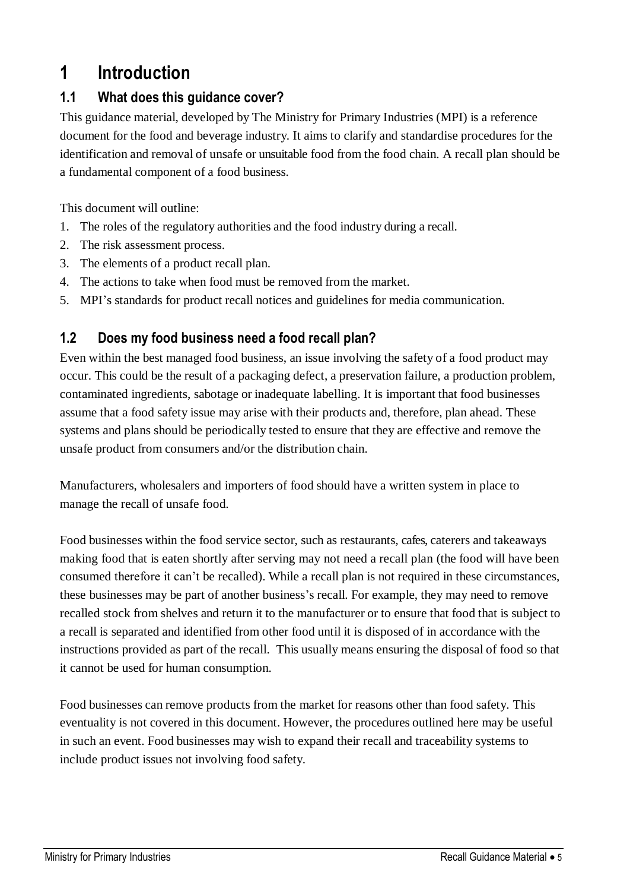# 1 Introduction

## 1.1 What does this guidance cover?

This guidance material, developed by The Ministry for Primary Industries (MPI) is a reference document for the food and beverage industry. It aims to clarify and standardise procedures for the identification and removal of unsafe or unsuitable food from the food chain. A recall plan should be a fundamental component of a food business.

This document will outline:

1. The roles of the regulatory authorities and the food industry during a recall.
2. The risk assessment process.
3. The elements of a product recall plan.
4. The actions to take when food must be removed from the market.
5. MPI's standards for product recall notices and guidelines for media communication.

## 1.2 Does my food business need a food recall plan?

Even within the best managed food business, an issue involving the safety of a food product may occur. This could be the result of a packaging defect, a preservation failure, a production problem, contaminated ingredients, sabotage or inadequate labelling. It is important that food businesses assume that a food safety issue may arise with their products and, therefore, plan ahead. These systems and plans should be periodically tested to ensure that they are effective and remove the unsafe product from consumers and/or the distribution chain.

Manufacturers, wholesalers and importers of food should have a written system in place to manage the recall of unsafe food.

Food businesses within the food service sector, such as restaurants, cafes, caterers and takeaways making food that is eaten shortly after serving may not need a recall plan (the food will have been consumed therefore it can't be recalled). While a recall plan is not required in these circumstances, these businesses may be part of another business's recall. For example, they may need to remove recalled stock from shelves and return it to the manufacturer or to ensure that food that is subject to a recall is separated and identified from other food until it is disposed of in accordance with the instructions provided as part of the recall. This usually means ensuring the disposal of food so that it cannot be used for human consumption.

Food businesses can remove products from the market for reasons other than food safety. This eventuality is not covered in this document. However, the procedures outlined here may be useful in such an event. Food businesses may wish to expand their recall and traceability systems to include product issues not involving food safety.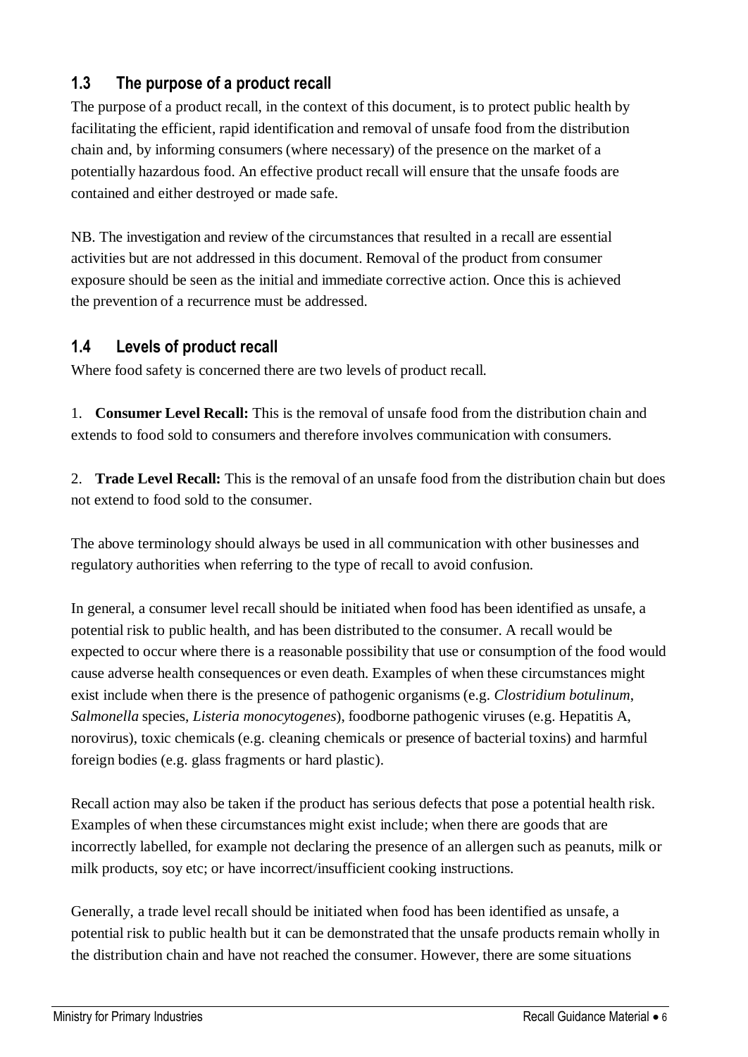## 1.3 The purpose of a product recall

The purpose of a product recall, in the context of this document, is to protect public health by facilitating the efficient, rapid identification and removal of unsafe food from the distribution chain and, by informing consumers (where necessary) of the presence on the market of a potentially hazardous food. An effective product recall will ensure that the unsafe foods are contained and either destroyed or made safe.

NB. The investigation and review of the circumstances that resulted in a recall are essential activities but are not addressed in this document. Removal of the product from consumer exposure should be seen as the initial and immediate corrective action. Once this is achieved the prevention of a recurrence must be addressed.

## 1.4 Levels of product recall

Where food safety is concerned there are two levels of product recall.

1. **Consumer Level Recall:** This is the removal of unsafe food from the distribution chain and extends to food sold to consumers and therefore involves communication with consumers.

2. **Trade Level Recall:** This is the removal of an unsafe food from the distribution chain but does not extend to food sold to the consumer.

The above terminology should always be used in all communication with other businesses and regulatory authorities when referring to the type of recall to avoid confusion.

In general, a consumer level recall should be initiated when food has been identified as unsafe, a potential risk to public health, and has been distributed to the consumer. A recall would be expected to occur where there is a reasonable possibility that use or consumption of the food would cause adverse health consequences or even death. Examples of when these circumstances might exist include when there is the presence of pathogenic organisms (e.g. *Clostridium botulinum*, *Salmonella* species, *Listeria monocytogenes*), foodborne pathogenic viruses (e.g. Hepatitis A, norovirus), toxic chemicals (e.g. cleaning chemicals or presence of bacterial toxins) and harmful foreign bodies (e.g. glass fragments or hard plastic).

Recall action may also be taken if the product has serious defects that pose a potential health risk. Examples of when these circumstances might exist include; when there are goods that are incorrectly labelled, for example not declaring the presence of an allergen such as peanuts, milk or milk products, soy etc; or have incorrect/insufficient cooking instructions.

Generally, a trade level recall should be initiated when food has been identified as unsafe, a potential risk to public health but it can be demonstrated that the unsafe products remain wholly in the distribution chain and have not reached the consumer. However, there are some situations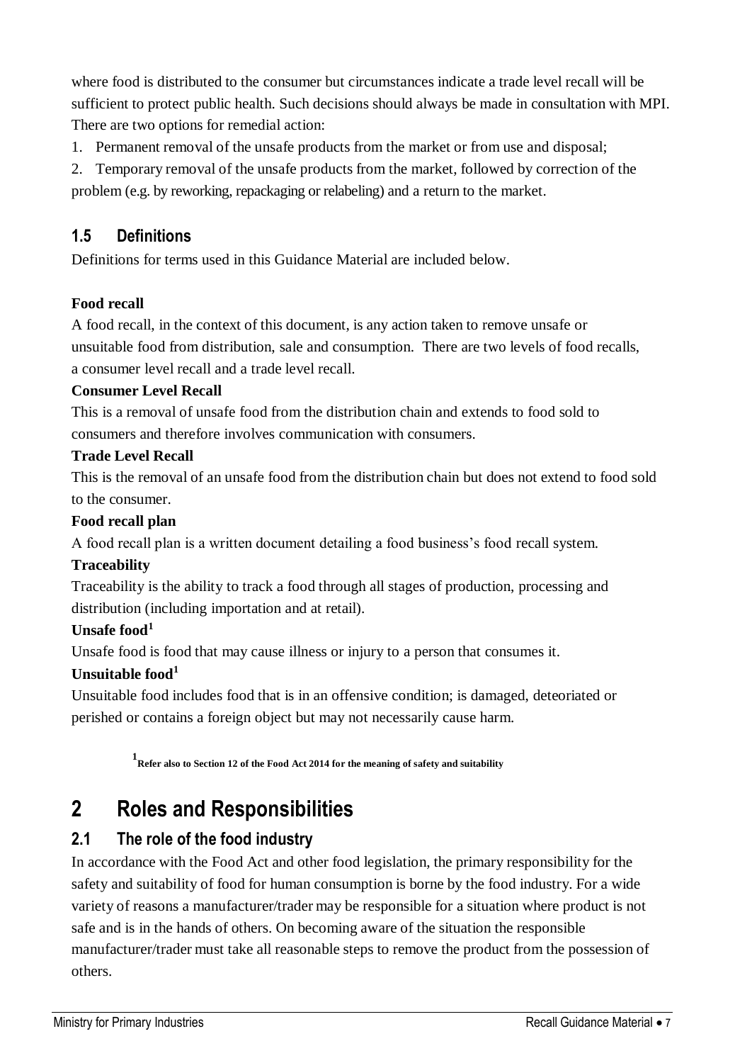where food is distributed to the consumer but circumstances indicate a trade level recall will be sufficient to protect public health. Such decisions should always be made in consultation with MPI. There are two options for remedial action:

1. Permanent removal of the unsafe products from the market or from use and disposal;
2. Temporary removal of the unsafe products from the market, followed by correction of the problem (e.g. by reworking, repackaging or relabeling) and a return to the market.

### 1.5 Definitions

Definitions for terms used in this Guidance Material are included below.

**Food recall**

A food recall, in the context of this document, is any action taken to remove unsafe or unsuitable food from distribution, sale and consumption. There are two levels of food recalls, a consumer level recall and a trade level recall.

**Consumer Level Recall**

This is a removal of unsafe food from the distribution chain and extends to food sold to consumers and therefore involves communication with consumers.

**Trade Level Recall**

This is the removal of an unsafe food from the distribution chain but does not extend to food sold to the consumer.

**Food recall plan**

A food recall plan is a written document detailing a food business's food recall system.

**Traceability**

Traceability is the ability to track a food through all stages of production, processing and distribution (including importation and at retail).

**Unsafe food[1]**

Unsafe food is food that may cause illness or injury to a person that consumes it.

**Unsuitable food[1]**

Unsuitable food includes food that is in an offensive condition; is damaged, deteoriated or perished or contains a foreign object but may not necessarily cause harm.

[1] **Refer also to Section 12 of the Food Act 2014 for the meaning of safety and suitability**

# 2 Roles and Responsibilities

## 2.1 The role of the food industry

In accordance with the Food Act and other food legislation, the primary responsibility for the safety and suitability of food for human consumption is borne by the food industry. For a wide variety of reasons a manufacturer/trader may be responsible for a situation where product is not safe and is in the hands of others. On becoming aware of the situation the responsible manufacturer/trader must take all reasonable steps to remove the product from the possession of others.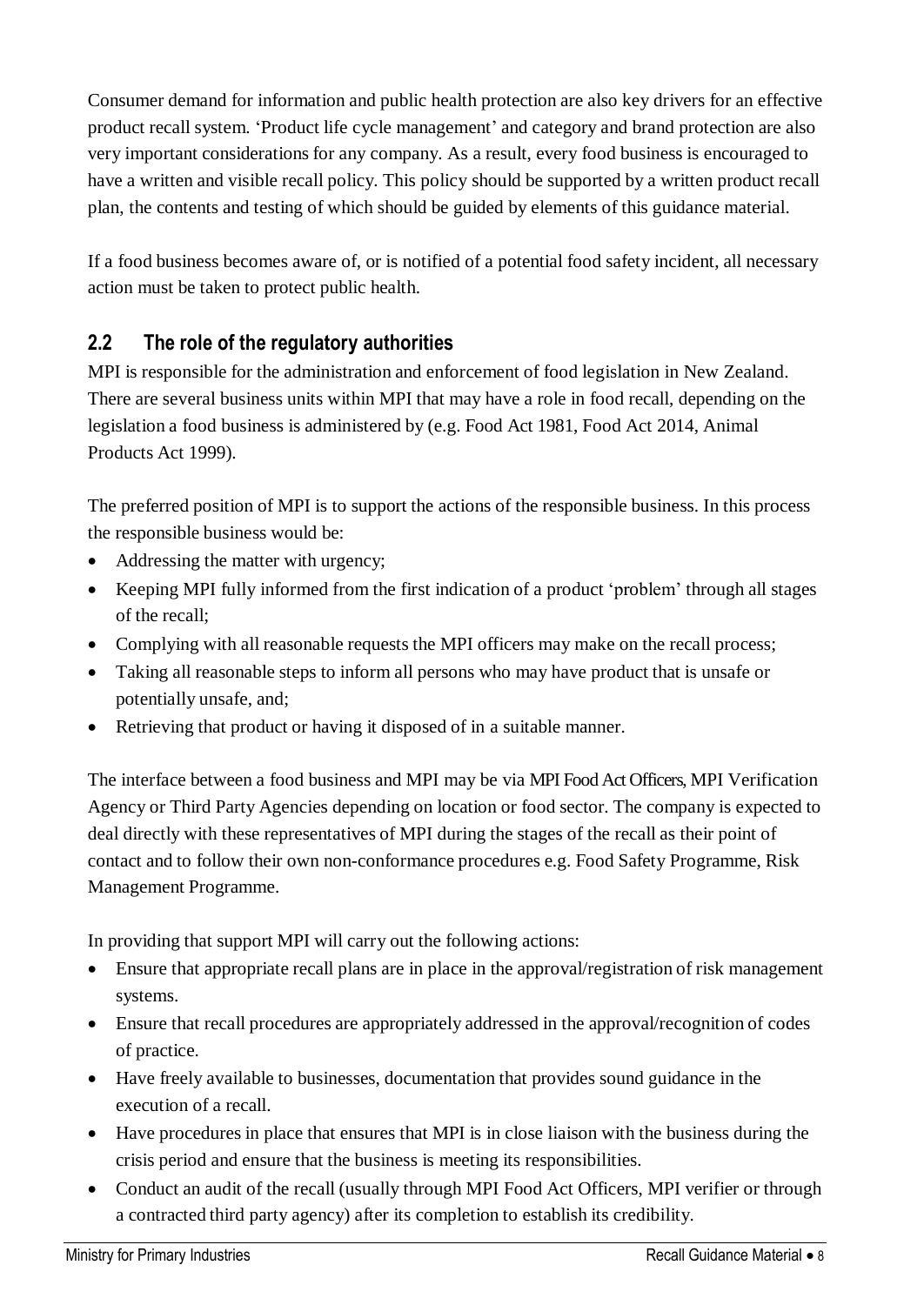Consumer demand for information and public health protection are also key drivers for an effective product recall system. 'Product life cycle management' and category and brand protection are also very important considerations for any company. As a result, every food business is encouraged to have a written and visible recall policy. This policy should be supported by a written product recall plan, the contents and testing of which should be guided by elements of this guidance material.

If a food business becomes aware of, or is notified of a potential food safety incident, all necessary action must be taken to protect public health.

## 2.2 The role of the regulatory authorities

MPI is responsible for the administration and enforcement of food legislation in New Zealand. There are several business units within MPI that may have a role in food recall, depending on the legislation a food business is administered by (e.g. Food Act 1981, Food Act 2014, Animal Products Act 1999).

The preferred position of MPI is to support the actions of the responsible business. In this process the responsible business would be:

- Addressing the matter with urgency;
- Keeping MPI fully informed from the first indication of a product 'problem' through all stages of the recall;
- Complying with all reasonable requests the MPI officers may make on the recall process;
- Taking all reasonable steps to inform all persons who may have product that is unsafe or potentially unsafe, and;
- Retrieving that product or having it disposed of in a suitable manner.

The interface between a food business and MPI may be via MPI Food Act Officers, MPI Verification Agency or Third Party Agencies depending on location or food sector. The company is expected to deal directly with these representatives of MPI during the stages of the recall as their point of contact and to follow their own non-conformance procedures e.g. Food Safety Programme, Risk Management Programme.

In providing that support MPI will carry out the following actions:

- Ensure that appropriate recall plans are in place in the approval/registration of risk management systems.
- Ensure that recall procedures are appropriately addressed in the approval/recognition of codes of practice.
- Have freely available to businesses, documentation that provides sound guidance in the execution of a recall.
- Have procedures in place that ensures that MPI is in close liaison with the business during the crisis period and ensure that the business is meeting its responsibilities.
- Conduct an audit of the recall (usually through MPI Food Act Officers, MPI verifier or through a contracted third party agency) after its completion to establish its credibility.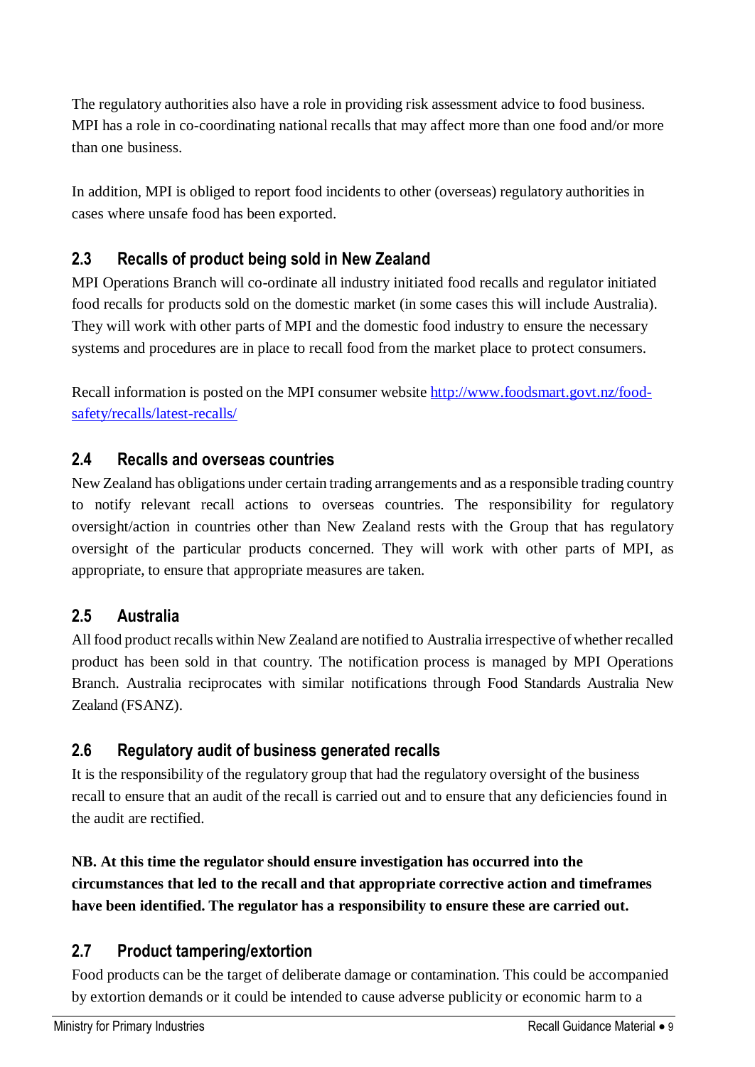The regulatory authorities also have a role in providing risk assessment advice to food business. MPI has a role in co-coordinating national recalls that may affect more than one food and/or more than one business.

In addition, MPI is obliged to report food incidents to other (overseas) regulatory authorities in cases where unsafe food has been exported.

## 2.3 Recalls of product being sold in New Zealand

MPI Operations Branch will co-ordinate all industry initiated food recalls and regulator initiated food recalls for products sold on the domestic market (in some cases this will include Australia). They will work with other parts of MPI and the domestic food industry to ensure the necessary systems and procedures are in place to recall food from the market place to protect consumers.

Recall information is posted on the MPI consumer website [http://www.foodsmart.govt.nz/food-safety/recalls/latest-recalls/](http://www.foodsmart.govt.nz/food-safety/recalls/latest-recalls/)

## 2.4 Recalls and overseas countries

New Zealand has obligations under certain trading arrangements and as a responsible trading country to notify relevant recall actions to overseas countries. The responsibility for regulatory oversight/action in countries other than New Zealand rests with the Group that has regulatory oversight of the particular products concerned. They will work with other parts of MPI, as appropriate, to ensure that appropriate measures are taken.

## 2.5 Australia

All food product recalls within New Zealand are notified to Australia irrespective of whether recalled product has been sold in that country. The notification process is managed by MPI Operations Branch. Australia reciprocates with similar notifications through Food Standards Australia New Zealand (FSANZ).

## 2.6 Regulatory audit of business generated recalls

It is the responsibility of the regulatory group that had the regulatory oversight of the business recall to ensure that an audit of the recall is carried out and to ensure that any deficiencies found in the audit are rectified.

**NB. At this time the regulator should ensure investigation has occurred into the circumstances that led to the recall and that appropriate corrective action and timeframes have been identified. The regulator has a responsibility to ensure these are carried out.**

## 2.7 Product tampering/extortion

Food products can be the target of deliberate damage or contamination. This could be accompanied by extortion demands or it could be intended to cause adverse publicity or economic harm to a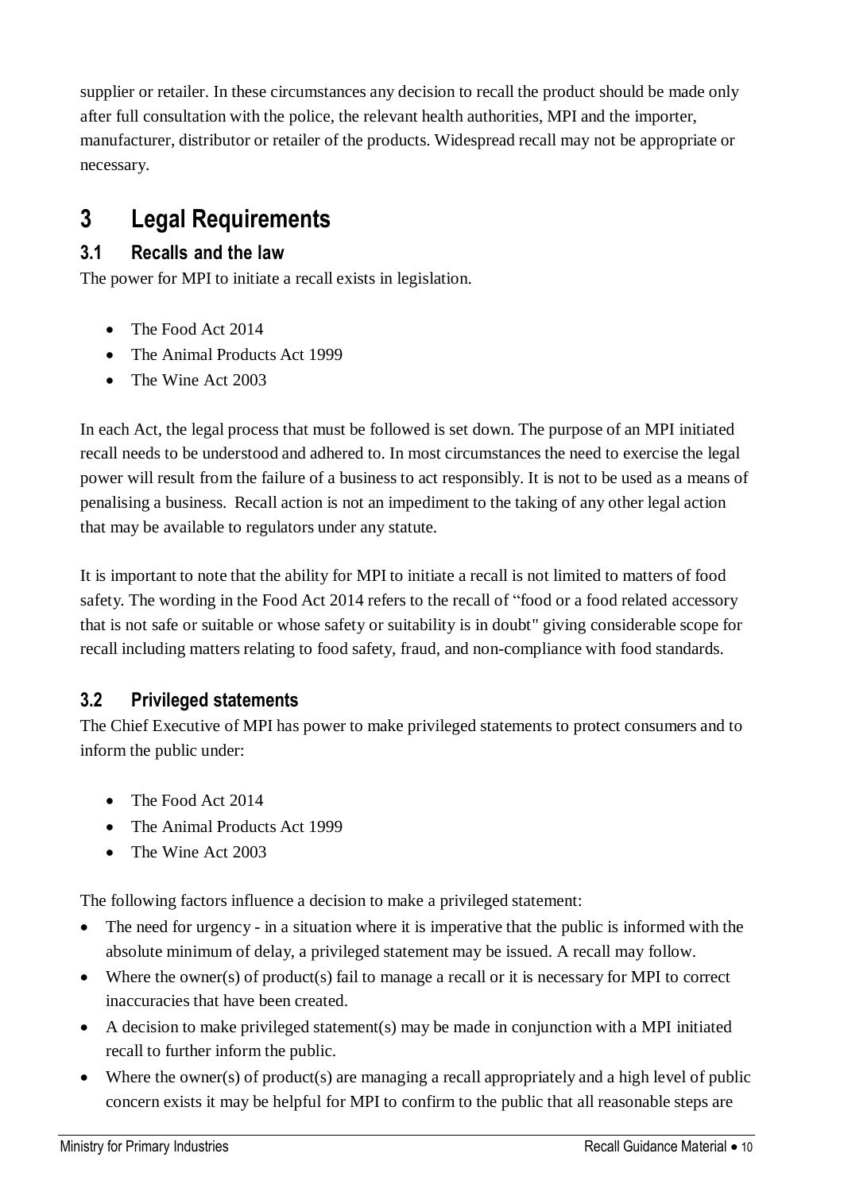supplier or retailer. In these circumstances any decision to recall the product should be made only after full consultation with the police, the relevant health authorities, MPI and the importer, manufacturer, distributor or retailer of the products. Widespread recall may not be appropriate or necessary.

# 3 Legal Requirements

## 3.1 Recalls and the law

The power for MPI to initiate a recall exists in legislation.

- The Food Act 2014
- The Animal Products Act 1999
- The Wine Act 2003

In each Act, the legal process that must be followed is set down. The purpose of an MPI initiated recall needs to be understood and adhered to. In most circumstances the need to exercise the legal power will result from the failure of a business to act responsibly. It is not to be used as a means of penalising a business. Recall action is not an impediment to the taking of any other legal action that may be available to regulators under any statute.

It is important to note that the ability for MPI to initiate a recall is not limited to matters of food safety. The wording in the Food Act 2014 refers to the recall of "food or a food related accessory that is not safe or suitable or whose safety or suitability is in doubt" giving considerable scope for recall including matters relating to food safety, fraud, and non-compliance with food standards.

## 3.2 Privileged statements

The Chief Executive of MPI has power to make privileged statements to protect consumers and to inform the public under:

- The Food Act 2014
- The Animal Products Act 1999
- The Wine Act 2003

The following factors influence a decision to make a privileged statement:

- The need for urgency - in a situation where it is imperative that the public is informed with the absolute minimum of delay, a privileged statement may be issued. A recall may follow.
- Where the owner(s) of product(s) fail to manage a recall or it is necessary for MPI to correct inaccuracies that have been created.
- A decision to make privileged statement(s) may be made in conjunction with a MPI initiated recall to further inform the public.
- Where the owner(s) of product(s) are managing a recall appropriately and a high level of public concern exists it may be helpful for MPI to confirm to the public that all reasonable steps are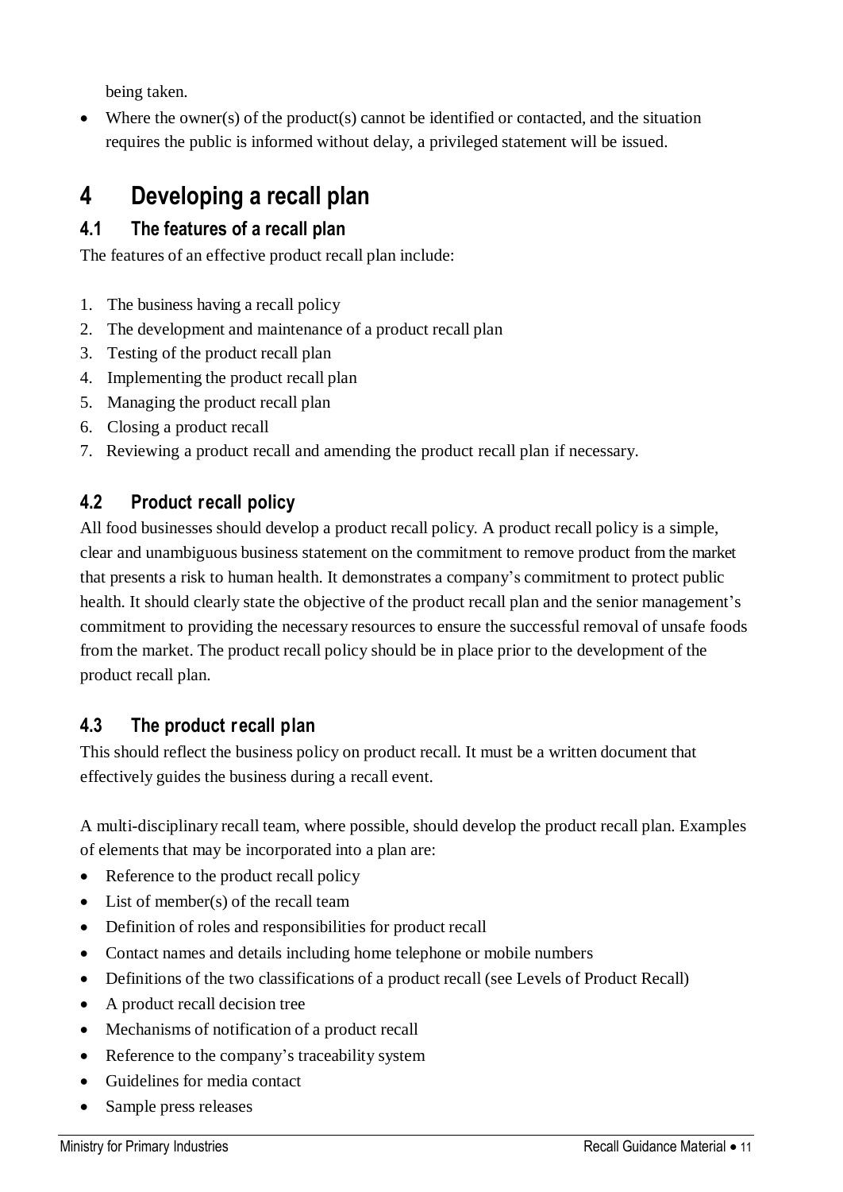being taken.

- Where the owner(s) of the product(s) cannot be identified or contacted, and the situation requires the public is informed without delay, a privileged statement will be issued.

# 4 Developing a recall plan

## 4.1 The features of a recall plan

The features of an effective product recall plan include:

1. The business having a recall policy
2. The development and maintenance of a product recall plan
3. Testing of the product recall plan
4. Implementing the product recall plan
5. Managing the product recall plan
6. Closing a product recall
7. Reviewing a product recall and amending the product recall plan if necessary.

## 4.2 Product recall policy

All food businesses should develop a product recall policy. A product recall policy is a simple, clear and unambiguous business statement on the commitment to remove product from the market that presents a risk to human health. It demonstrates a company's commitment to protect public health. It should clearly state the objective of the product recall plan and the senior management's commitment to providing the necessary resources to ensure the successful removal of unsafe foods from the market. The product recall policy should be in place prior to the development of the product recall plan.

## 4.3 The product recall plan

This should reflect the business policy on product recall. It must be a written document that effectively guides the business during a recall event.

A multi-disciplinary recall team, where possible, should develop the product recall plan. Examples of elements that may be incorporated into a plan are:

- Reference to the product recall policy
- List of member(s) of the recall team
- Definition of roles and responsibilities for product recall
- Contact names and details including home telephone or mobile numbers
- Definitions of the two classifications of a product recall (see Levels of Product Recall)
- A product recall decision tree
- Mechanisms of notification of a product recall
- Reference to the company's traceability system
- Guidelines for media contact
- Sample press releases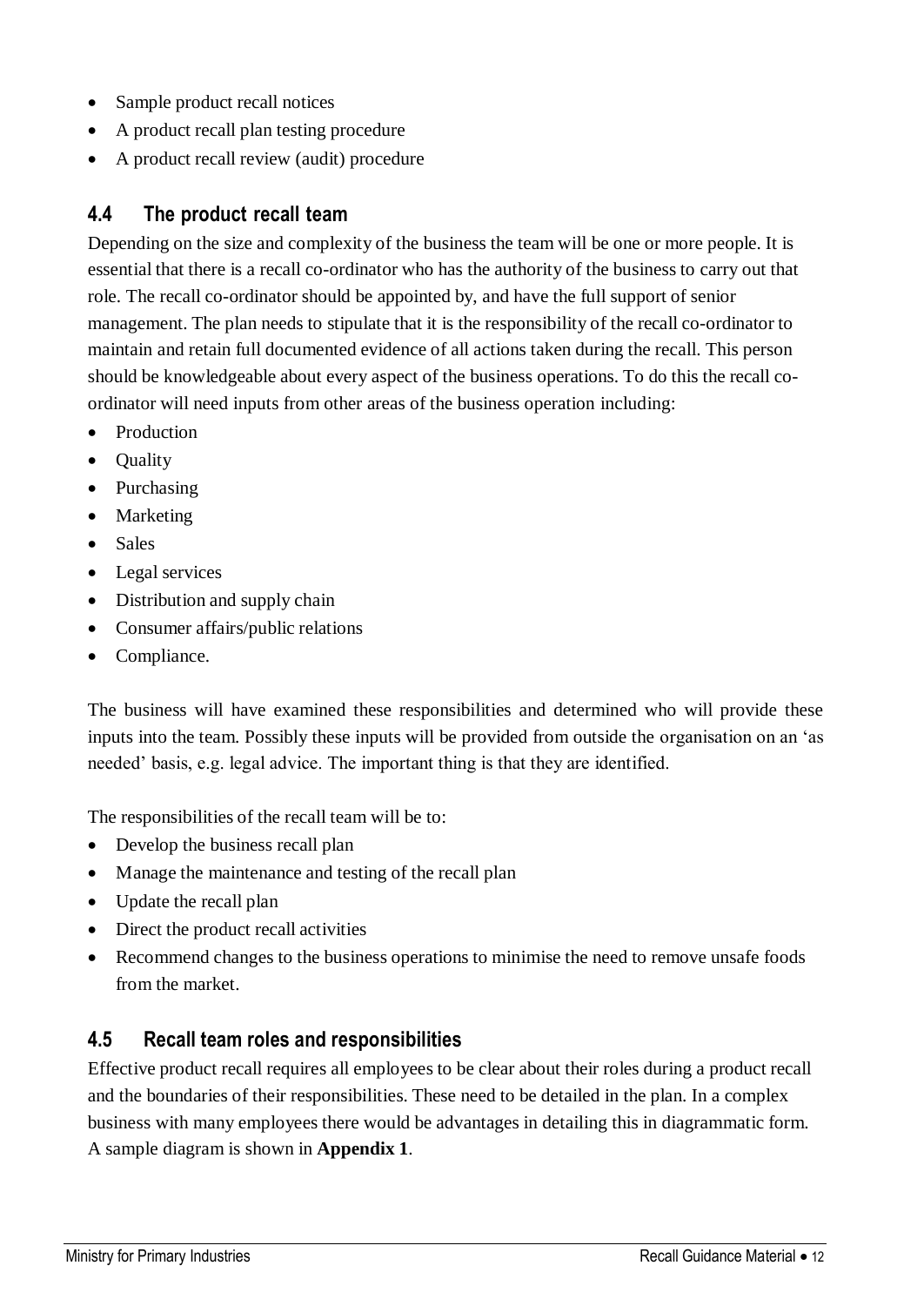- Sample product recall notices
- A product recall plan testing procedure
- A product recall review (audit) procedure

## 4.4 The product recall team

Depending on the size and complexity of the business the team will be one or more people. It is essential that there is a recall co-ordinator who has the authority of the business to carry out that role. The recall co-ordinator should be appointed by, and have the full support of senior management. The plan needs to stipulate that it is the responsibility of the recall co-ordinator to maintain and retain full documented evidence of all actions taken during the recall. This person should be knowledgeable about every aspect of the business operations. To do this the recall co-ordinator will need inputs from other areas of the business operation including:

- Production
- Quality
- Purchasing
- Marketing
- Sales
- Legal services
- Distribution and supply chain
- Consumer affairs/public relations
- Compliance.

The business will have examined these responsibilities and determined who will provide these inputs into the team. Possibly these inputs will be provided from outside the organisation on an 'as needed' basis, e.g. legal advice. The important thing is that they are identified.

The responsibilities of the recall team will be to:

- Develop the business recall plan
- Manage the maintenance and testing of the recall plan
- Update the recall plan
- Direct the product recall activities
- Recommend changes to the business operations to minimise the need to remove unsafe foods from the market.

## 4.5 Recall team roles and responsibilities

Effective product recall requires all employees to be clear about their roles during a product recall and the boundaries of their responsibilities. These need to be detailed in the plan. In a complex business with many employees there would be advantages in detailing this in diagrammatic form. A sample diagram is shown in **Appendix 1**.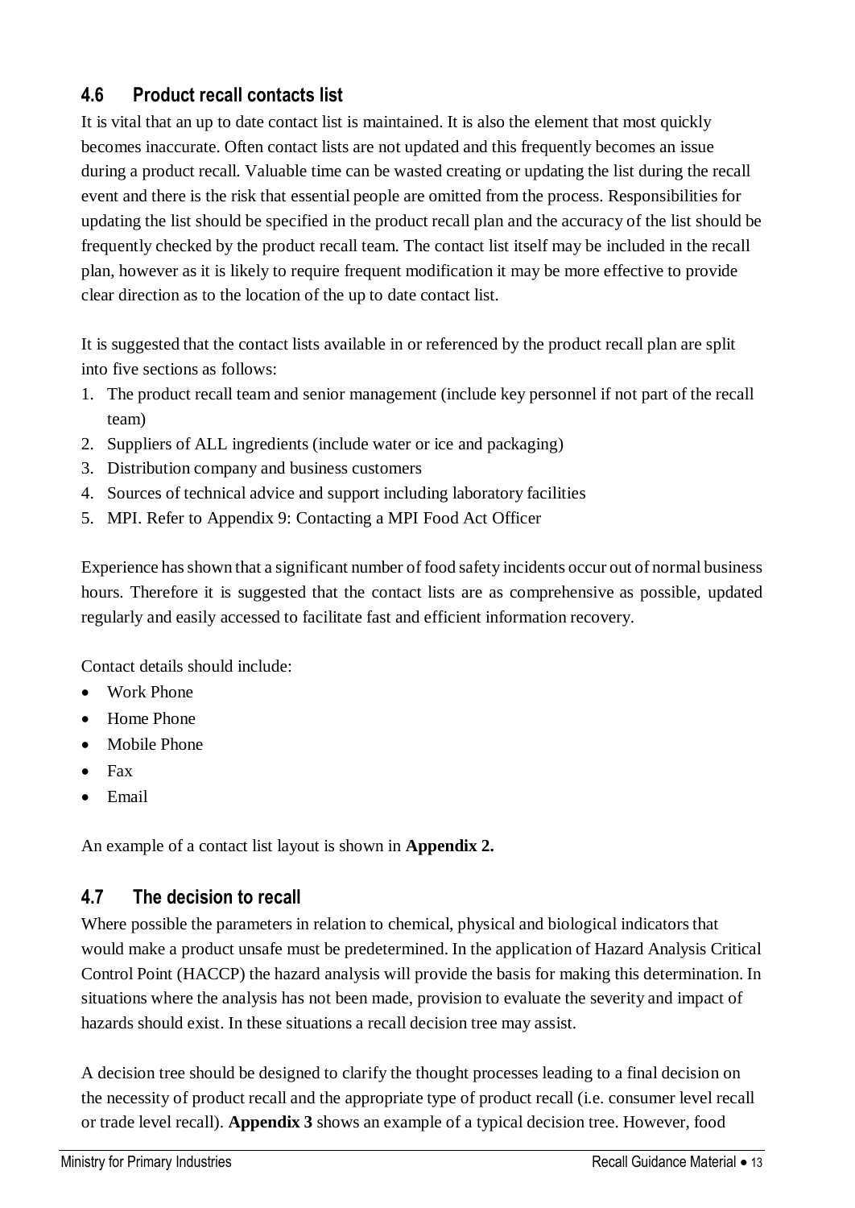## 4.6 Product recall contacts list

It is vital that an up to date contact list is maintained. It is also the element that most quickly becomes inaccurate. Often contact lists are not updated and this frequently becomes an issue during a product recall. Valuable time can be wasted creating or updating the list during the recall event and there is the risk that essential people are omitted from the process. Responsibilities for updating the list should be specified in the product recall plan and the accuracy of the list should be frequently checked by the product recall team. The contact list itself may be included in the recall plan, however as it is likely to require frequent modification it may be more effective to provide clear direction as to the location of the up to date contact list.

It is suggested that the contact lists available in or referenced by the product recall plan are split into five sections as follows:

1. The product recall team and senior management (include key personnel if not part of the recall team)
2. Suppliers of ALL ingredients (include water or ice and packaging)
3. Distribution company and business customers
4. Sources of technical advice and support including laboratory facilities
5. MPI. Refer to Appendix 9: Contacting a MPI Food Act Officer

Experience has shown that a significant number of food safety incidents occur out of normal business hours. Therefore it is suggested that the contact lists are as comprehensive as possible, updated regularly and easily accessed to facilitate fast and efficient information recovery.

Contact details should include:

- Work Phone
- Home Phone
- Mobile Phone
- Fax
- Email

An example of a contact list layout is shown in **Appendix 2.**

## 4.7 The decision to recall

Where possible the parameters in relation to chemical, physical and biological indicators that would make a product unsafe must be predetermined. In the application of Hazard Analysis Critical Control Point (HACCP) the hazard analysis will provide the basis for making this determination. In situations where the analysis has not been made, provision to evaluate the severity and impact of hazards should exist. In these situations a recall decision tree may assist.

A decision tree should be designed to clarify the thought processes leading to a final decision on the necessity of product recall and the appropriate type of product recall (i.e. consumer level recall or trade level recall). **Appendix 3** shows an example of a typical decision tree. However, food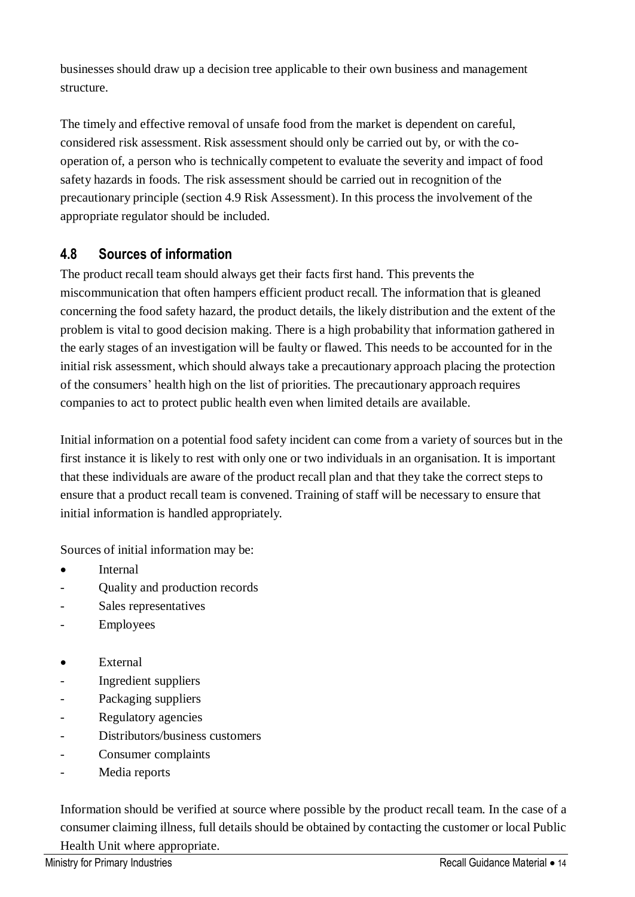businesses should draw up a decision tree applicable to their own business and management structure.

The timely and effective removal of unsafe food from the market is dependent on careful, considered risk assessment. Risk assessment should only be carried out by, or with the co-operation of, a person who is technically competent to evaluate the severity and impact of food safety hazards in foods. The risk assessment should be carried out in recognition of the precautionary principle (section 4.9 Risk Assessment). In this process the involvement of the appropriate regulator should be included.

## 4.8 Sources of information

The product recall team should always get their facts first hand. This prevents the miscommunication that often hampers efficient product recall. The information that is gleaned concerning the food safety hazard, the product details, the likely distribution and the extent of the problem is vital to good decision making. There is a high probability that information gathered in the early stages of an investigation will be faulty or flawed. This needs to be accounted for in the initial risk assessment, which should always take a precautionary approach placing the protection of the consumers' health high on the list of priorities. The precautionary approach requires companies to act to protect public health even when limited details are available.

Initial information on a potential food safety incident can come from a variety of sources but in the first instance it is likely to rest with only one or two individuals in an organisation. It is important that these individuals are aware of the product recall plan and that they take the correct steps to ensure that a product recall team is convened. Training of staff will be necessary to ensure that initial information is handled appropriately.

Sources of initial information may be:

- Internal
  - Quality and production records
  - Sales representatives
  - Employees

- External
  - Ingredient suppliers
  - Packaging suppliers
  - Regulatory agencies
  - Distributors/business customers
  - Consumer complaints
  - Media reports

Information should be verified at source where possible by the product recall team. In the case of a consumer claiming illness, full details should be obtained by contacting the customer or local Public Health Unit where appropriate.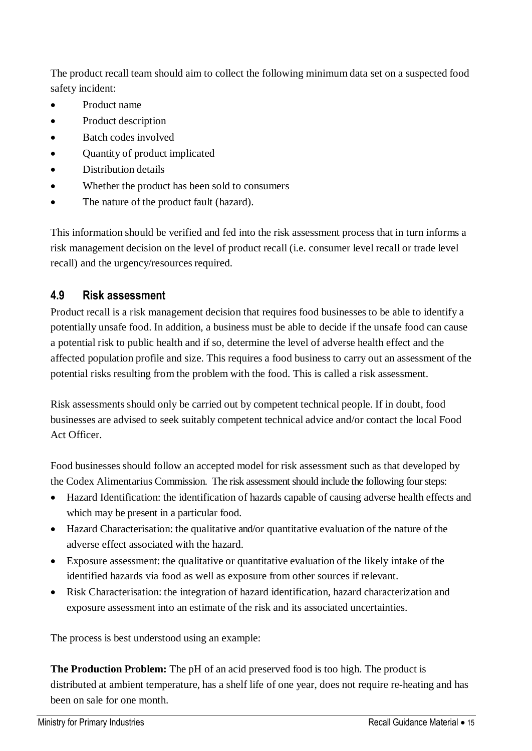The product recall team should aim to collect the following minimum data set on a suspected food safety incident:

- Product name
- Product description
- Batch codes involved
- Quantity of product implicated
- Distribution details
- Whether the product has been sold to consumers
- The nature of the product fault (hazard).

This information should be verified and fed into the risk assessment process that in turn informs a risk management decision on the level of product recall (i.e. consumer level recall or trade level recall) and the urgency/resources required.

## 4.9 Risk assessment

Product recall is a risk management decision that requires food businesses to be able to identify a potentially unsafe food. In addition, a business must be able to decide if the unsafe food can cause a potential risk to public health and if so, determine the level of adverse health effect and the affected population profile and size. This requires a food business to carry out an assessment of the potential risks resulting from the problem with the food. This is called a risk assessment.

Risk assessments should only be carried out by competent technical people. If in doubt, food businesses are advised to seek suitably competent technical advice and/or contact the local Food Act Officer.

Food businesses should follow an accepted model for risk assessment such as that developed by the Codex Alimentarius Commission. The risk assessment should include the following four steps:

- Hazard Identification: the identification of hazards capable of causing adverse health effects and which may be present in a particular food.
- Hazard Characterisation: the qualitative and/or quantitative evaluation of the nature of the adverse effect associated with the hazard.
- Exposure assessment: the qualitative or quantitative evaluation of the likely intake of the identified hazards via food as well as exposure from other sources if relevant.
- Risk Characterisation: the integration of hazard identification, hazard characterization and exposure assessment into an estimate of the risk and its associated uncertainties.

The process is best understood using an example:

**The Production Problem:** The pH of an acid preserved food is too high. The product is distributed at ambient temperature, has a shelf life of one year, does not require re-heating and has been on sale for one month.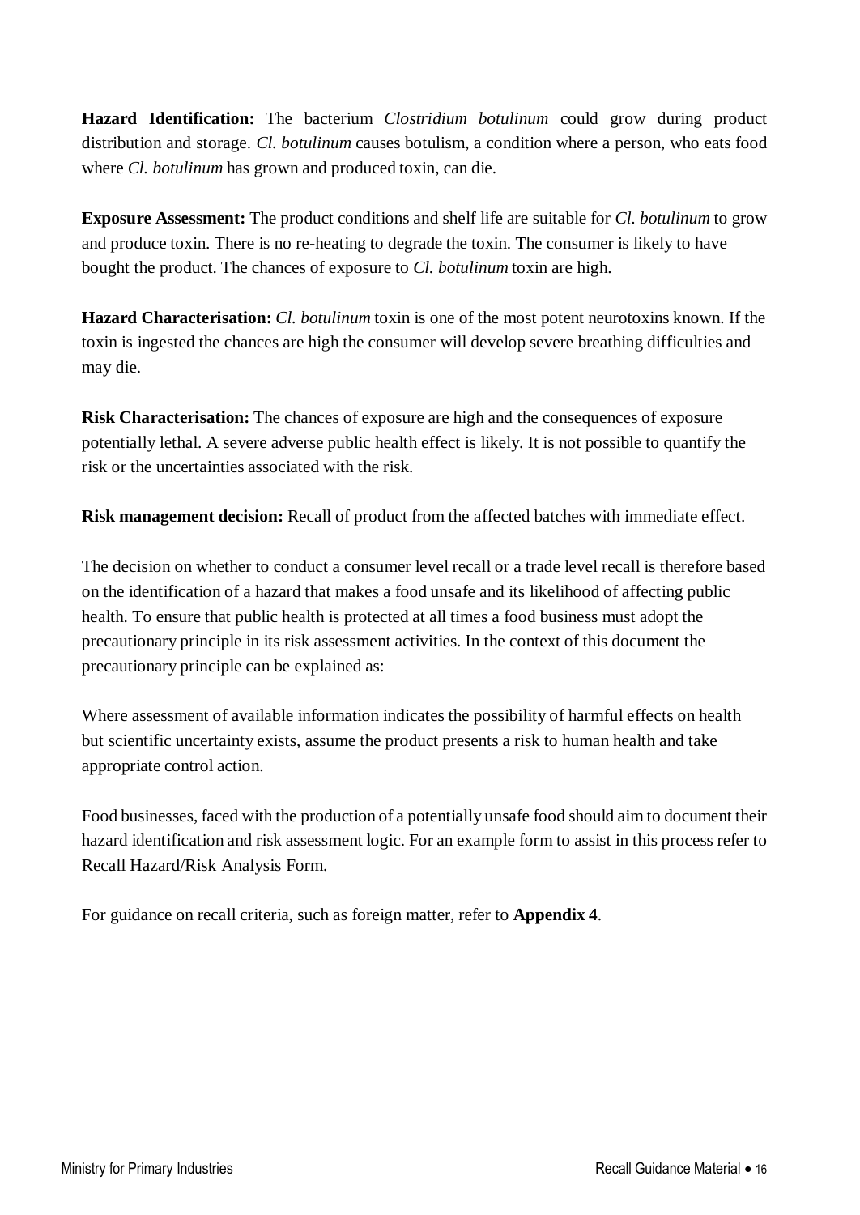**Hazard Identification:** The bacterium *Clostridium botulinum* could grow during product distribution and storage. *Cl. botulinum* causes botulism, a condition where a person, who eats food where *Cl. botulinum* has grown and produced toxin, can die.

**Exposure Assessment:** The product conditions and shelf life are suitable for *Cl. botulinum* to grow and produce toxin. There is no re-heating to degrade the toxin. The consumer is likely to have bought the product. The chances of exposure to *Cl. botulinum* toxin are high.

**Hazard Characterisation:** *Cl. botulinum* toxin is one of the most potent neurotoxins known. If the toxin is ingested the chances are high the consumer will develop severe breathing difficulties and may die.

**Risk Characterisation:** The chances of exposure are high and the consequences of exposure potentially lethal. A severe adverse public health effect is likely. It is not possible to quantify the risk or the uncertainties associated with the risk.

**Risk management decision:** Recall of product from the affected batches with immediate effect.

The decision on whether to conduct a consumer level recall or a trade level recall is therefore based on the identification of a hazard that makes a food unsafe and its likelihood of affecting public health. To ensure that public health is protected at all times a food business must adopt the precautionary principle in its risk assessment activities. In the context of this document the precautionary principle can be explained as:

Where assessment of available information indicates the possibility of harmful effects on health but scientific uncertainty exists, assume the product presents a risk to human health and take appropriate control action.

Food businesses, faced with the production of a potentially unsafe food should aim to document their hazard identification and risk assessment logic. For an example form to assist in this process refer to Recall Hazard/Risk Analysis Form.

For guidance on recall criteria, such as foreign matter, refer to **Appendix 4**.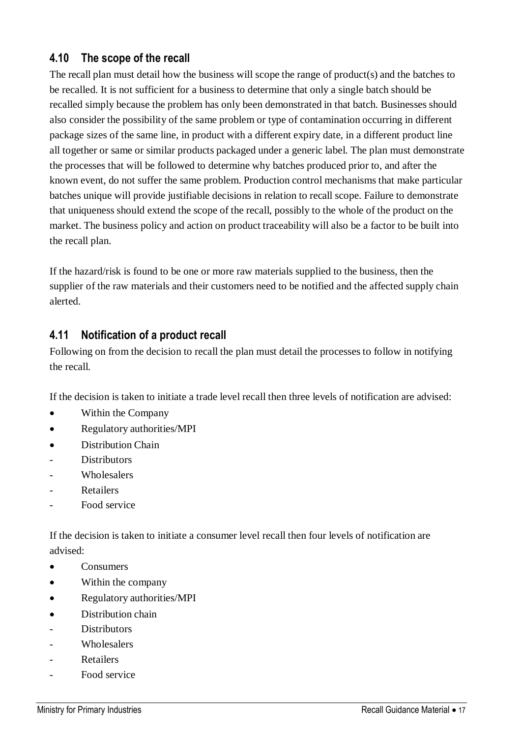## 4.10 The scope of the recall

The recall plan must detail how the business will scope the range of product(s) and the batches to be recalled. It is not sufficient for a business to determine that only a single batch should be recalled simply because the problem has only been demonstrated in that batch. Businesses should also consider the possibility of the same problem or type of contamination occurring in different package sizes of the same line, in product with a different expiry date, in a different product line all together or same or similar products packaged under a generic label. The plan must demonstrate the processes that will be followed to determine why batches produced prior to, and after the known event, do not suffer the same problem. Production control mechanisms that make particular batches unique will provide justifiable decisions in relation to recall scope. Failure to demonstrate that uniqueness should extend the scope of the recall, possibly to the whole of the product on the market. The business policy and action on product traceability will also be a factor to be built into the recall plan.

If the hazard/risk is found to be one or more raw materials supplied to the business, then the supplier of the raw materials and their customers need to be notified and the affected supply chain alerted.

## 4.11 Notification of a product recall

Following on from the decision to recall the plan must detail the processes to follow in notifying the recall.

If the decision is taken to initiate a trade level recall then three levels of notification are advised:

- Within the Company
- Regulatory authorities/MPI
- Distribution Chain
  - Distributors
  - Wholesalers
  - Retailers
  - Food service

If the decision is taken to initiate a consumer level recall then four levels of notification are advised:

- Consumers
- Within the company
- Regulatory authorities/MPI
- Distribution chain
  - Distributors
  - Wholesalers
  - Retailers
  - Food service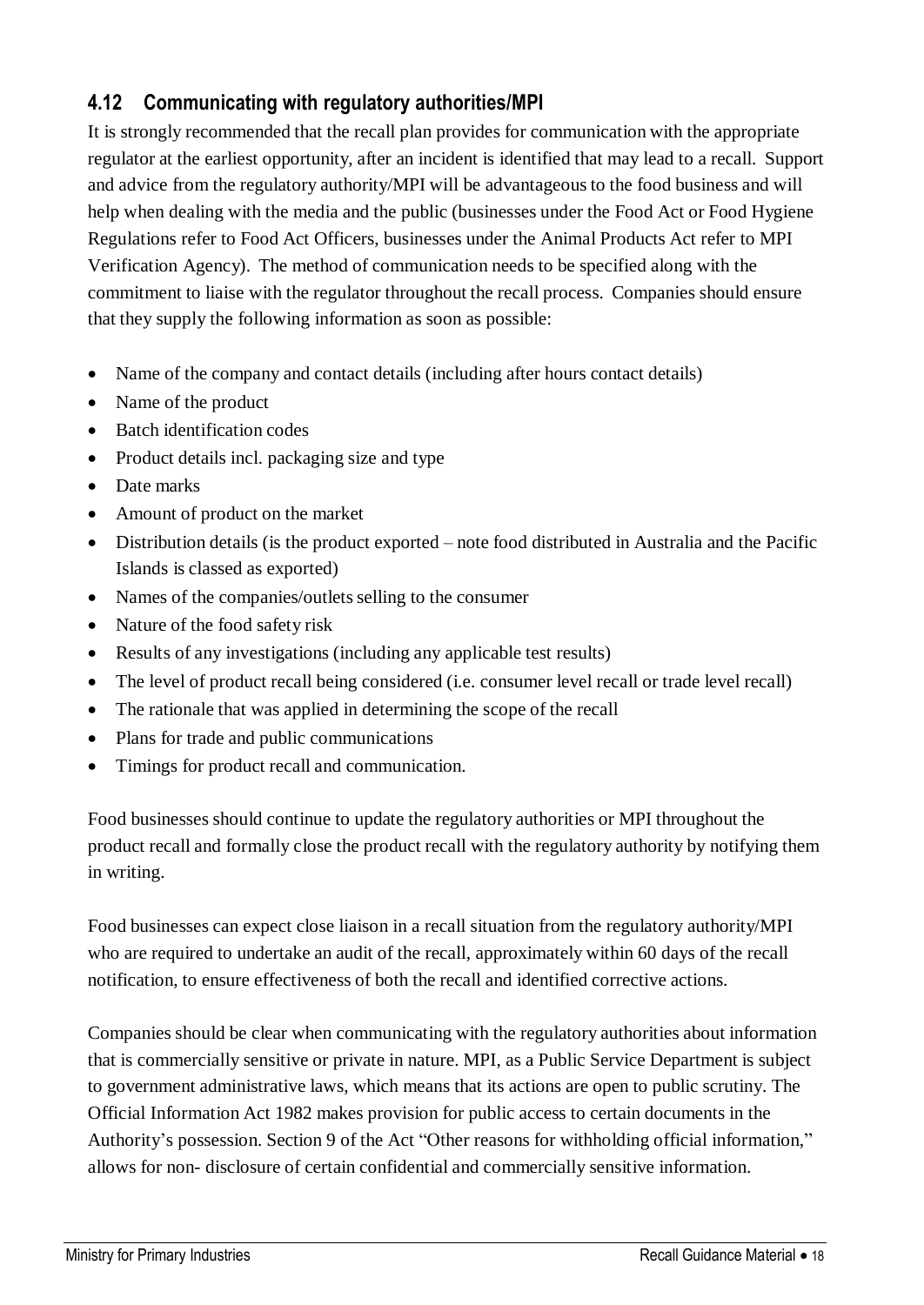## 4.12 Communicating with regulatory authorities/MPI

It is strongly recommended that the recall plan provides for communication with the appropriate regulator at the earliest opportunity, after an incident is identified that may lead to a recall. Support and advice from the regulatory authority/MPI will be advantageous to the food business and will help when dealing with the media and the public (businesses under the Food Act or Food Hygiene Regulations refer to Food Act Officers, businesses under the Animal Products Act refer to MPI Verification Agency). The method of communication needs to be specified along with the commitment to liaise with the regulator throughout the recall process. Companies should ensure that they supply the following information as soon as possible:

- Name of the company and contact details (including after hours contact details)
- Name of the product
- Batch identification codes
- Product details incl. packaging size and type
- Date marks
- Amount of product on the market
- Distribution details (is the product exported – note food distributed in Australia and the Pacific Islands is classed as exported)
- Names of the companies/outlets selling to the consumer
- Nature of the food safety risk
- Results of any investigations (including any applicable test results)
- The level of product recall being considered (i.e. consumer level recall or trade level recall)
- The rationale that was applied in determining the scope of the recall
- Plans for trade and public communications
- Timings for product recall and communication.

Food businesses should continue to update the regulatory authorities or MPI throughout the product recall and formally close the product recall with the regulatory authority by notifying them in writing.

Food businesses can expect close liaison in a recall situation from the regulatory authority/MPI who are required to undertake an audit of the recall, approximately within 60 days of the recall notification, to ensure effectiveness of both the recall and identified corrective actions.

Companies should be clear when communicating with the regulatory authorities about information that is commercially sensitive or private in nature. MPI, as a Public Service Department is subject to government administrative laws, which means that its actions are open to public scrutiny. The Official Information Act 1982 makes provision for public access to certain documents in the Authority's possession. Section 9 of the Act "Other reasons for withholding official information," allows for non- disclosure of certain confidential and commercially sensitive information.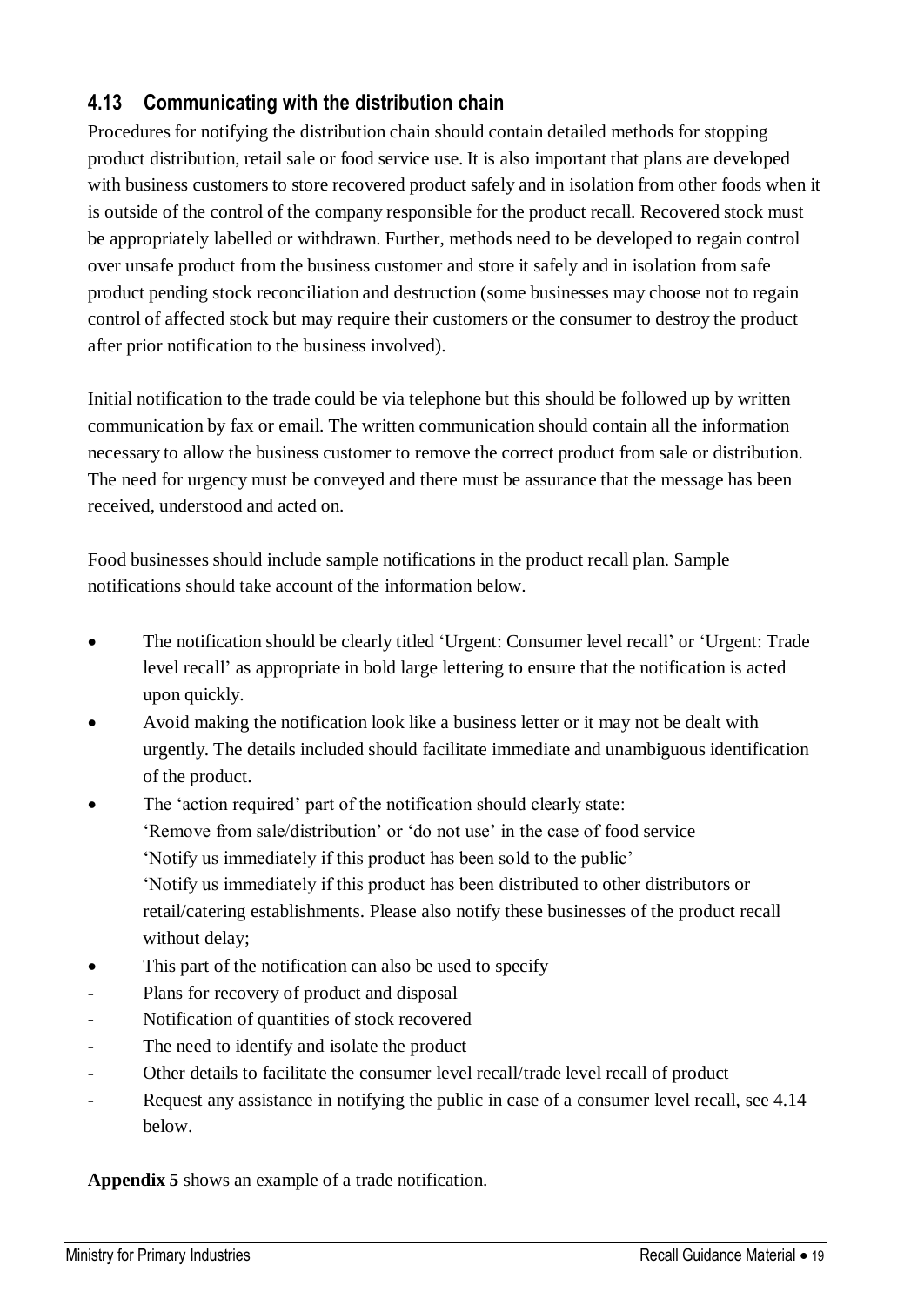### 4.13 Communicating with the distribution chain

Procedures for notifying the distribution chain should contain detailed methods for stopping product distribution, retail sale or food service use. It is also important that plans are developed with business customers to store recovered product safely and in isolation from other foods when it is outside of the control of the company responsible for the product recall. Recovered stock must be appropriately labelled or withdrawn. Further, methods need to be developed to regain control over unsafe product from the business customer and store it safely and in isolation from safe product pending stock reconciliation and destruction (some businesses may choose not to regain control of affected stock but may require their customers or the consumer to destroy the product after prior notification to the business involved).

Initial notification to the trade could be via telephone but this should be followed up by written communication by fax or email. The written communication should contain all the information necessary to allow the business customer to remove the correct product from sale or distribution. The need for urgency must be conveyed and there must be assurance that the message has been received, understood and acted on.

Food businesses should include sample notifications in the product recall plan. Sample notifications should take account of the information below.

- The notification should be clearly titled 'Urgent: Consumer level recall' or 'Urgent: Trade level recall' as appropriate in bold large lettering to ensure that the notification is acted upon quickly.
- Avoid making the notification look like a business letter or it may not be dealt with urgently. The details included should facilitate immediate and unambiguous identification of the product.
- The 'action required' part of the notification should clearly state:
  'Remove from sale/distribution' or 'do not use' in the case of food service
  'Notify us immediately if this product has been sold to the public'
  'Notify us immediately if this product has been distributed to other distributors or retail/catering establishments. Please also notify these businesses of the product recall without delay;
- This part of the notification can also be used to specify
  - Plans for recovery of product and disposal
  - Notification of quantities of stock recovered
  - The need to identify and isolate the product
  - Other details to facilitate the consumer level recall/trade level recall of product
  - Request any assistance in notifying the public in case of a consumer level recall, see 4.14 below.

**Appendix 5** shows an example of a trade notification.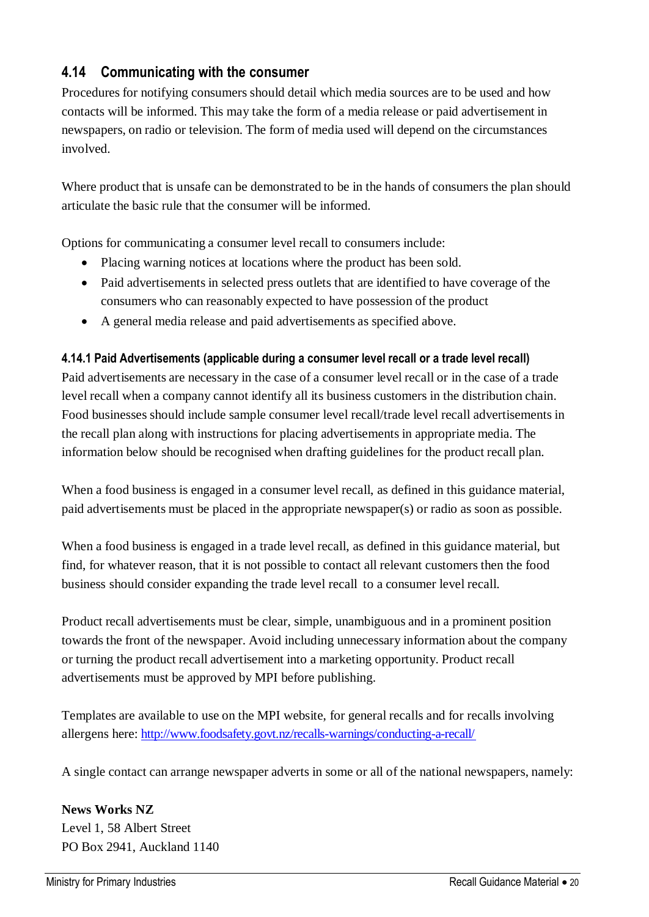## 4.14 Communicating with the consumer

Procedures for notifying consumers should detail which media sources are to be used and how contacts will be informed. This may take the form of a media release or paid advertisement in newspapers, on radio or television. The form of media used will depend on the circumstances involved.

Where product that is unsafe can be demonstrated to be in the hands of consumers the plan should articulate the basic rule that the consumer will be informed.

Options for communicating a consumer level recall to consumers include:

- Placing warning notices at locations where the product has been sold.
- Paid advertisements in selected press outlets that are identified to have coverage of the consumers who can reasonably expected to have possession of the product
- A general media release and paid advertisements as specified above.

### 4.14.1 Paid Advertisements (applicable during a consumer level recall or a trade level recall)

Paid advertisements are necessary in the case of a consumer level recall or in the case of a trade level recall when a company cannot identify all its business customers in the distribution chain. Food businesses should include sample consumer level recall/trade level recall advertisements in the recall plan along with instructions for placing advertisements in appropriate media. The information below should be recognised when drafting guidelines for the product recall plan.

When a food business is engaged in a consumer level recall, as defined in this guidance material, paid advertisements must be placed in the appropriate newspaper(s) or radio as soon as possible.

When a food business is engaged in a trade level recall, as defined in this guidance material, but find, for whatever reason, that it is not possible to contact all relevant customers then the food business should consider expanding the trade level recall to a consumer level recall.

Product recall advertisements must be clear, simple, unambiguous and in a prominent position towards the front of the newspaper. Avoid including unnecessary information about the company or turning the product recall advertisement into a marketing opportunity. Product recall advertisements must be approved by MPI before publishing.

Templates are available to use on the MPI website, for general recalls and for recalls involving allergens here: http://www.foodsafety.govt.nz/recalls-warnings/conducting-a-recall/

A single contact can arrange newspaper adverts in some or all of the national newspapers, namely:

**News Works NZ**
Level 1, 58 Albert Street
PO Box 2941, Auckland 1140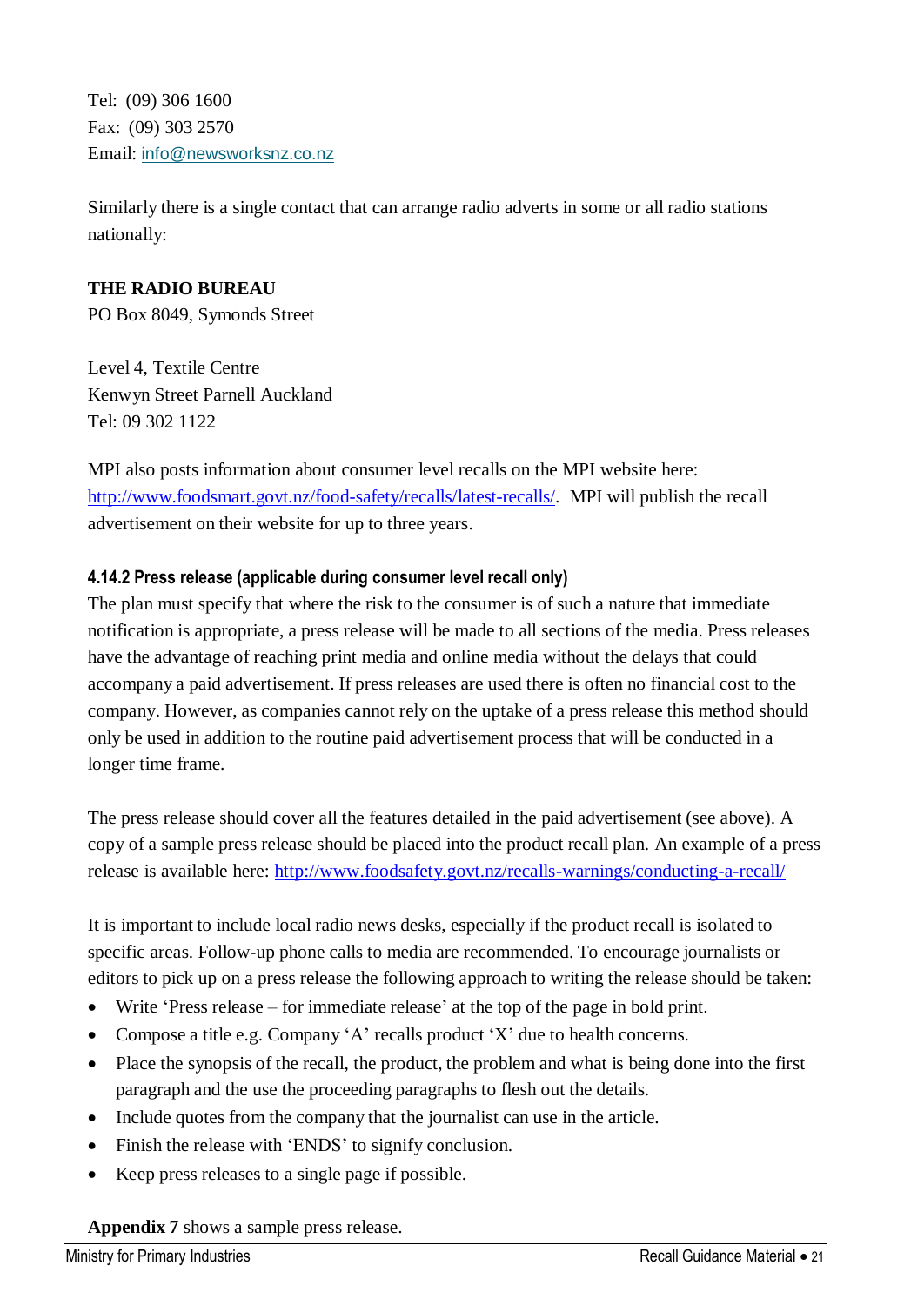Tel:  (09) 306 1600
Fax:  (09) 303 2570
Email: info@newsworksnz.co.nz

Similarly there is a single contact that can arrange radio adverts in some or all radio stations nationally:

**THE RADIO BUREAU**
PO Box 8049, Symonds Street

Level 4, Textile Centre
Kenwyn Street Parnell Auckland
Tel: 09 302 1122

MPI also posts information about consumer level recalls on the MPI website here: http://www.foodsmart.govt.nz/food-safety/recalls/latest-recalls/.  MPI will publish the recall advertisement on their website for up to three years.

#### 4.14.2 Press release (applicable during consumer level recall only)

The plan must specify that where the risk to the consumer is of such a nature that immediate notification is appropriate, a press release will be made to all sections of the media. Press releases have the advantage of reaching print media and online media without the delays that could accompany a paid advertisement. If press releases are used there is often no financial cost to the company. However, as companies cannot rely on the uptake of a press release this method should only be used in addition to the routine paid advertisement process that will be conducted in a longer time frame.

The press release should cover all the features detailed in the paid advertisement (see above). A copy of a sample press release should be placed into the product recall plan. An example of a press release is available here: http://www.foodsafety.govt.nz/recalls-warnings/conducting-a-recall/

It is important to include local radio news desks, especially if the product recall is isolated to specific areas. Follow-up phone calls to media are recommended. To encourage journalists or editors to pick up on a press release the following approach to writing the release should be taken:

- Write 'Press release – for immediate release' at the top of the page in bold print.
- Compose a title e.g. Company 'A' recalls product 'X' due to health concerns.
- Place the synopsis of the recall, the product, the problem and what is being done into the first paragraph and the use the proceeding paragraphs to flesh out the details.
- Include quotes from the company that the journalist can use in the article.
- Finish the release with 'ENDS' to signify conclusion.
- Keep press releases to a single page if possible.

**Appendix 7** shows a sample press release.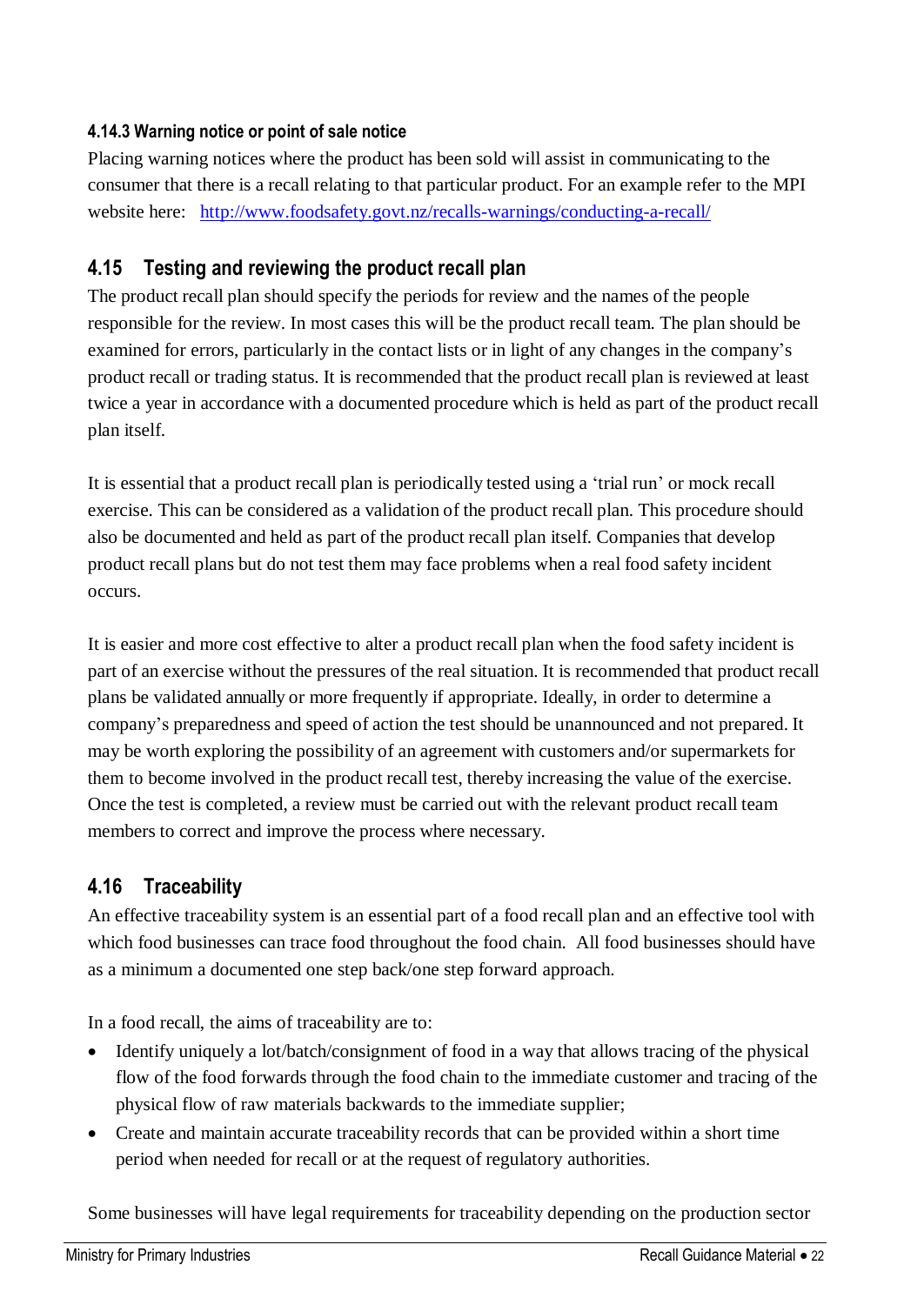#### 4.14.3 Warning notice or point of sale notice

Placing warning notices where the product has been sold will assist in communicating to the consumer that there is a recall relating to that particular product. For an example refer to the MPI website here: [http://www.foodsafety.govt.nz/recalls-warnings/conducting-a-recall/](http://www.foodsafety.govt.nz/recalls-warnings/conducting-a-recall/)

## 4.15 Testing and reviewing the product recall plan

The product recall plan should specify the periods for review and the names of the people responsible for the review. In most cases this will be the product recall team. The plan should be examined for errors, particularly in the contact lists or in light of any changes in the company's product recall or trading status. It is recommended that the product recall plan is reviewed at least twice a year in accordance with a documented procedure which is held as part of the product recall plan itself.

It is essential that a product recall plan is periodically tested using a 'trial run' or mock recall exercise. This can be considered as a validation of the product recall plan. This procedure should also be documented and held as part of the product recall plan itself. Companies that develop product recall plans but do not test them may face problems when a real food safety incident occurs.

It is easier and more cost effective to alter a product recall plan when the food safety incident is part of an exercise without the pressures of the real situation. It is recommended that product recall plans be validated annually or more frequently if appropriate. Ideally, in order to determine a company's preparedness and speed of action the test should be unannounced and not prepared. It may be worth exploring the possibility of an agreement with customers and/or supermarkets for them to become involved in the product recall test, thereby increasing the value of the exercise. Once the test is completed, a review must be carried out with the relevant product recall team members to correct and improve the process where necessary.

## 4.16 Traceability

An effective traceability system is an essential part of a food recall plan and an effective tool with which food businesses can trace food throughout the food chain. All food businesses should have as a minimum a documented one step back/one step forward approach.

In a food recall, the aims of traceability are to:

- Identify uniquely a lot/batch/consignment of food in a way that allows tracing of the physical flow of the food forwards through the food chain to the immediate customer and tracing of the physical flow of raw materials backwards to the immediate supplier;
- Create and maintain accurate traceability records that can be provided within a short time period when needed for recall or at the request of regulatory authorities.

Some businesses will have legal requirements for traceability depending on the production sector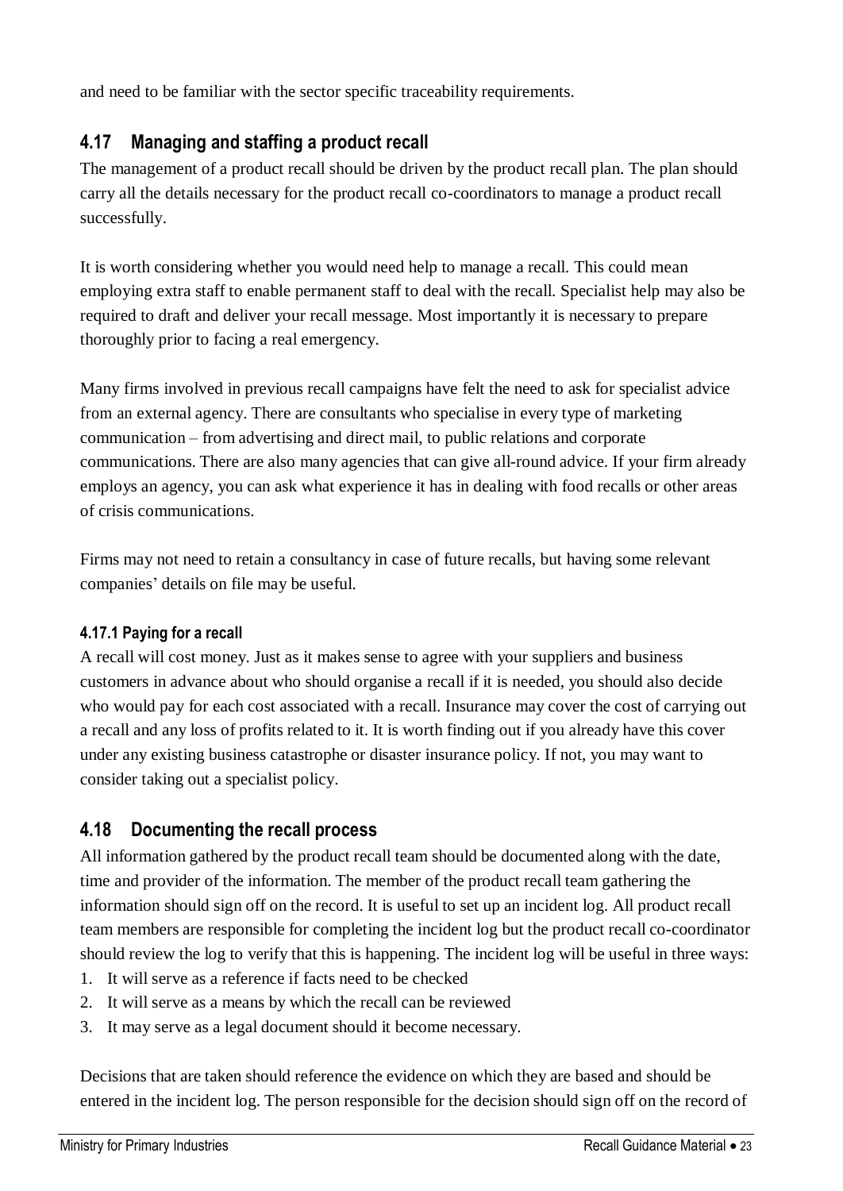and need to be familiar with the sector specific traceability requirements.

## 4.17 Managing and staffing a product recall

The management of a product recall should be driven by the product recall plan. The plan should carry all the details necessary for the product recall co-coordinators to manage a product recall successfully.

It is worth considering whether you would need help to manage a recall. This could mean employing extra staff to enable permanent staff to deal with the recall. Specialist help may also be required to draft and deliver your recall message. Most importantly it is necessary to prepare thoroughly prior to facing a real emergency.

Many firms involved in previous recall campaigns have felt the need to ask for specialist advice from an external agency. There are consultants who specialise in every type of marketing communication – from advertising and direct mail, to public relations and corporate communications. There are also many agencies that can give all-round advice. If your firm already employs an agency, you can ask what experience it has in dealing with food recalls or other areas of crisis communications.

Firms may not need to retain a consultancy in case of future recalls, but having some relevant companies' details on file may be useful.

### 4.17.1 Paying for a recall

A recall will cost money. Just as it makes sense to agree with your suppliers and business customers in advance about who should organise a recall if it is needed, you should also decide who would pay for each cost associated with a recall. Insurance may cover the cost of carrying out a recall and any loss of profits related to it. It is worth finding out if you already have this cover under any existing business catastrophe or disaster insurance policy. If not, you may want to consider taking out a specialist policy.

## 4.18 Documenting the recall process

All information gathered by the product recall team should be documented along with the date, time and provider of the information. The member of the product recall team gathering the information should sign off on the record. It is useful to set up an incident log. All product recall team members are responsible for completing the incident log but the product recall co-coordinator should review the log to verify that this is happening. The incident log will be useful in three ways:

1. It will serve as a reference if facts need to be checked
2. It will serve as a means by which the recall can be reviewed
3. It may serve as a legal document should it become necessary.

Decisions that are taken should reference the evidence on which they are based and should be entered in the incident log. The person responsible for the decision should sign off on the record of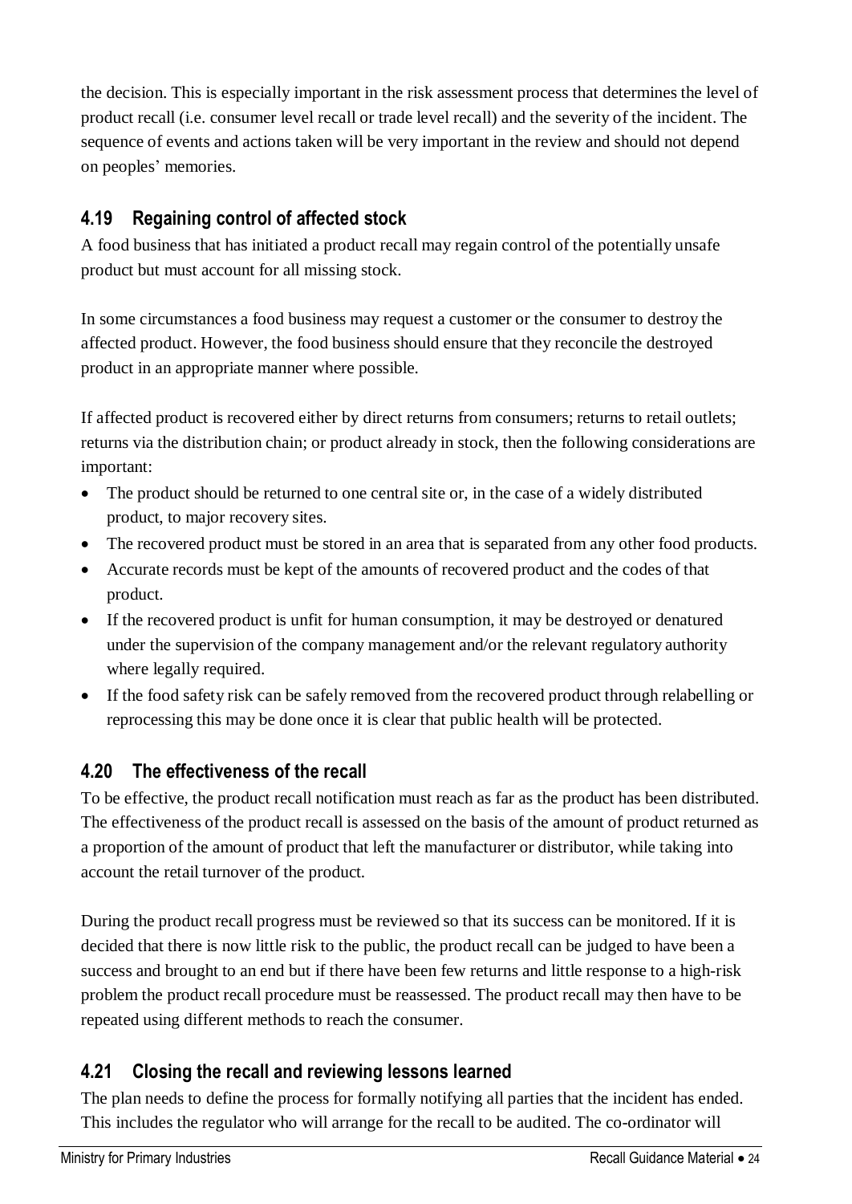the decision. This is especially important in the risk assessment process that determines the level of product recall (i.e. consumer level recall or trade level recall) and the severity of the incident. The sequence of events and actions taken will be very important in the review and should not depend on peoples' memories.

### 4.19 Regaining control of affected stock

A food business that has initiated a product recall may regain control of the potentially unsafe product but must account for all missing stock.

In some circumstances a food business may request a customer or the consumer to destroy the affected product. However, the food business should ensure that they reconcile the destroyed product in an appropriate manner where possible.

If affected product is recovered either by direct returns from consumers; returns to retail outlets; returns via the distribution chain; or product already in stock, then the following considerations are important:

- The product should be returned to one central site or, in the case of a widely distributed product, to major recovery sites.
- The recovered product must be stored in an area that is separated from any other food products.
- Accurate records must be kept of the amounts of recovered product and the codes of that product.
- If the recovered product is unfit for human consumption, it may be destroyed or denatured under the supervision of the company management and/or the relevant regulatory authority where legally required.
- If the food safety risk can be safely removed from the recovered product through relabelling or reprocessing this may be done once it is clear that public health will be protected.

### 4.20 The effectiveness of the recall

To be effective, the product recall notification must reach as far as the product has been distributed. The effectiveness of the product recall is assessed on the basis of the amount of product returned as a proportion of the amount of product that left the manufacturer or distributor, while taking into account the retail turnover of the product.

During the product recall progress must be reviewed so that its success can be monitored. If it is decided that there is now little risk to the public, the product recall can be judged to have been a success and brought to an end but if there have been few returns and little response to a high-risk problem the product recall procedure must be reassessed. The product recall may then have to be repeated using different methods to reach the consumer.

### 4.21 Closing the recall and reviewing lessons learned

The plan needs to define the process for formally notifying all parties that the incident has ended. This includes the regulator who will arrange for the recall to be audited. The co-ordinator will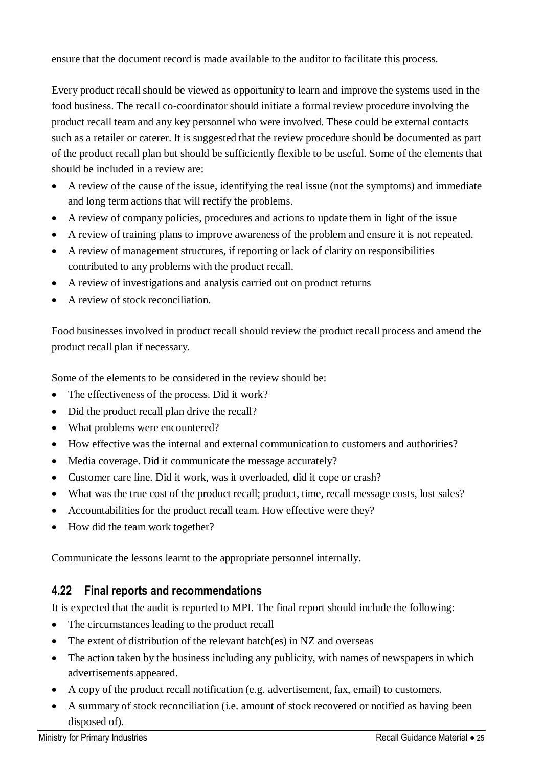ensure that the document record is made available to the auditor to facilitate this process.

Every product recall should be viewed as opportunity to learn and improve the systems used in the food business. The recall co-coordinator should initiate a formal review procedure involving the product recall team and any key personnel who were involved. These could be external contacts such as a retailer or caterer. It is suggested that the review procedure should be documented as part of the product recall plan but should be sufficiently flexible to be useful. Some of the elements that should be included in a review are:

- A review of the cause of the issue, identifying the real issue (not the symptoms) and immediate and long term actions that will rectify the problems.
- A review of company policies, procedures and actions to update them in light of the issue
- A review of training plans to improve awareness of the problem and ensure it is not repeated.
- A review of management structures, if reporting or lack of clarity on responsibilities contributed to any problems with the product recall.
- A review of investigations and analysis carried out on product returns
- A review of stock reconciliation.

Food businesses involved in product recall should review the product recall process and amend the product recall plan if necessary.

Some of the elements to be considered in the review should be:

- The effectiveness of the process. Did it work?
- Did the product recall plan drive the recall?
- What problems were encountered?
- How effective was the internal and external communication to customers and authorities?
- Media coverage. Did it communicate the message accurately?
- Customer care line. Did it work, was it overloaded, did it cope or crash?
- What was the true cost of the product recall; product, time, recall message costs, lost sales?
- Accountabilities for the product recall team. How effective were they?
- How did the team work together?

Communicate the lessons learnt to the appropriate personnel internally.

## 4.22 Final reports and recommendations

It is expected that the audit is reported to MPI. The final report should include the following:

- The circumstances leading to the product recall
- The extent of distribution of the relevant batch(es) in NZ and overseas
- The action taken by the business including any publicity, with names of newspapers in which advertisements appeared.
- A copy of the product recall notification (e.g. advertisement, fax, email) to customers.
- A summary of stock reconciliation (i.e. amount of stock recovered or notified as having been disposed of).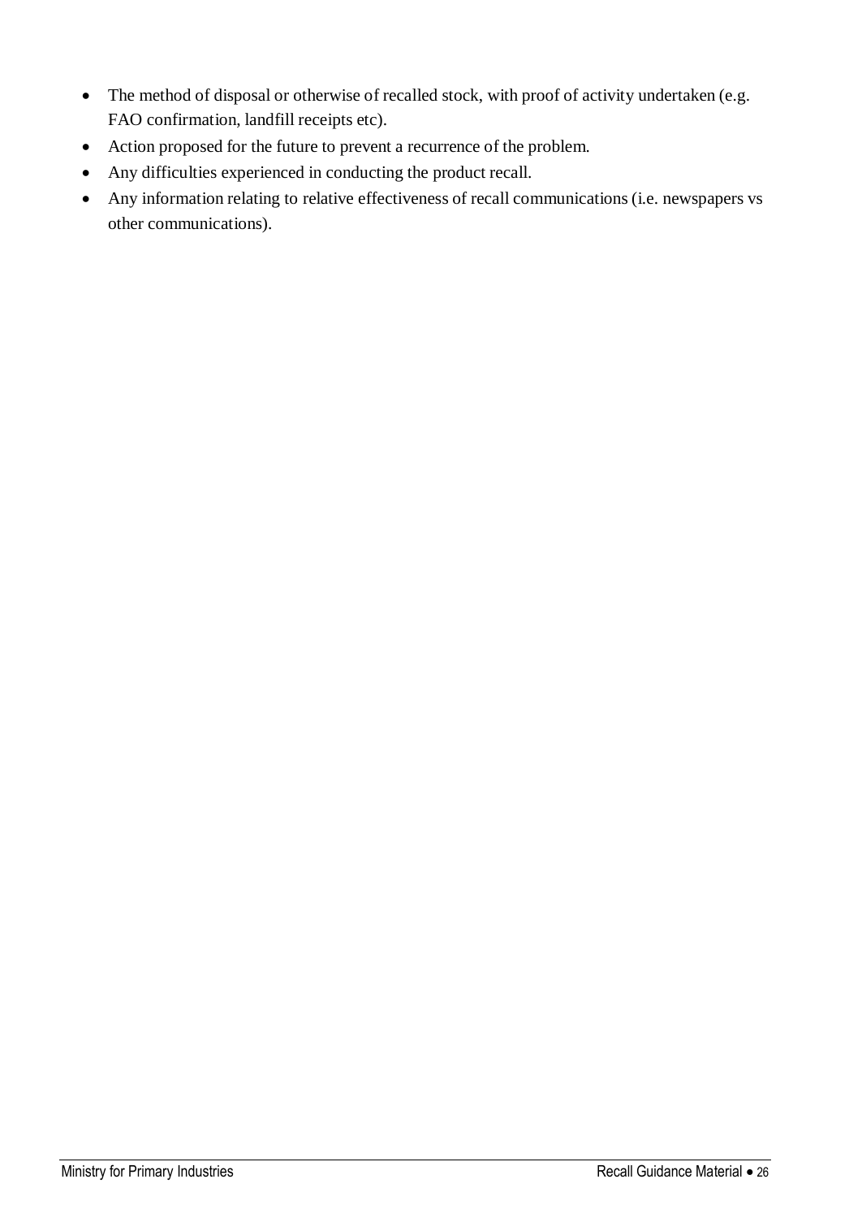- The method of disposal or otherwise of recalled stock, with proof of activity undertaken (e.g. FAO confirmation, landfill receipts etc).
- Action proposed for the future to prevent a recurrence of the problem.
- Any difficulties experienced in conducting the product recall.
- Any information relating to relative effectiveness of recall communications (i.e. newspapers vs other communications).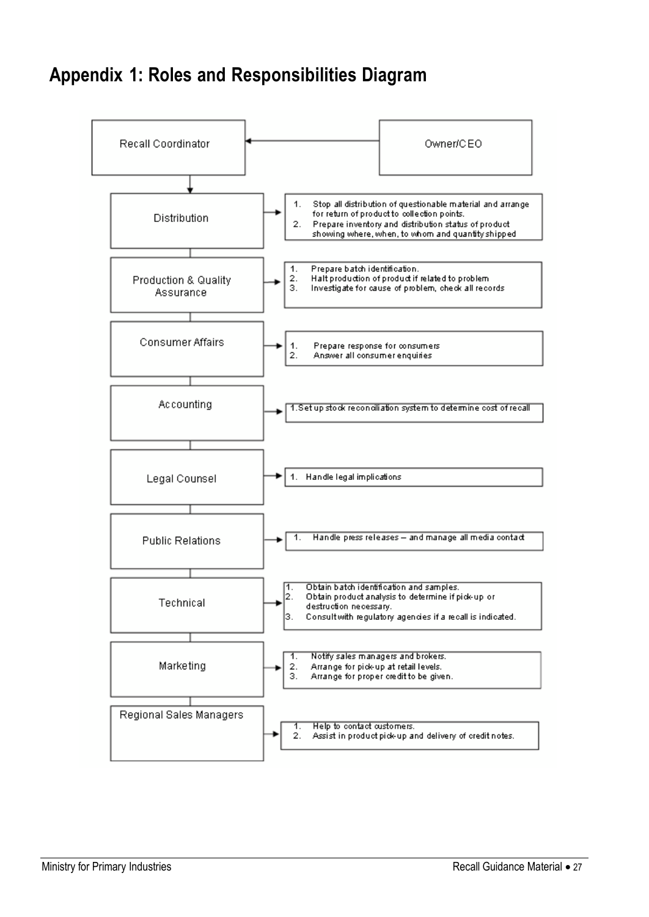## Appendix 1: Roles and Responsibilities Diagram

Owner/CEO → Recall Coordinator

**Distribution**
1. Stop all distribution of questionable material and arrange for return of product to collection points.
2. Prepare inventory and distribution status of product showing where, when, to whom and quantity shipped

**Production & Quality Assurance**
1. Prepare batch identification.
2. Halt production of product if related to problem
3. Investigate for cause of problem, check all records

**Consumer Affairs**
1. Prepare response for consumers
2. Answer all consumer enquiries

**Accounting**
1. Set up stock reconciliation system to determine cost of recall

**Legal Counsel**
1. Handle legal implications

**Public Relations**
1. Handle press releases – and manage all media contact

**Technical**
1. Obtain batch identification and samples.
2. Obtain product analysis to determine if pick-up or destruction necessary.
3. Consult with regulatory agencies if a recall is indicated.

**Marketing**
1. Notify sales managers and brokers.
2. Arrange for pick-up at retail levels.
3. Arrange for proper credit to be given.

**Regional Sales Managers**
1. Help to contact customers.
2. Assist in product pick-up and delivery of credit notes.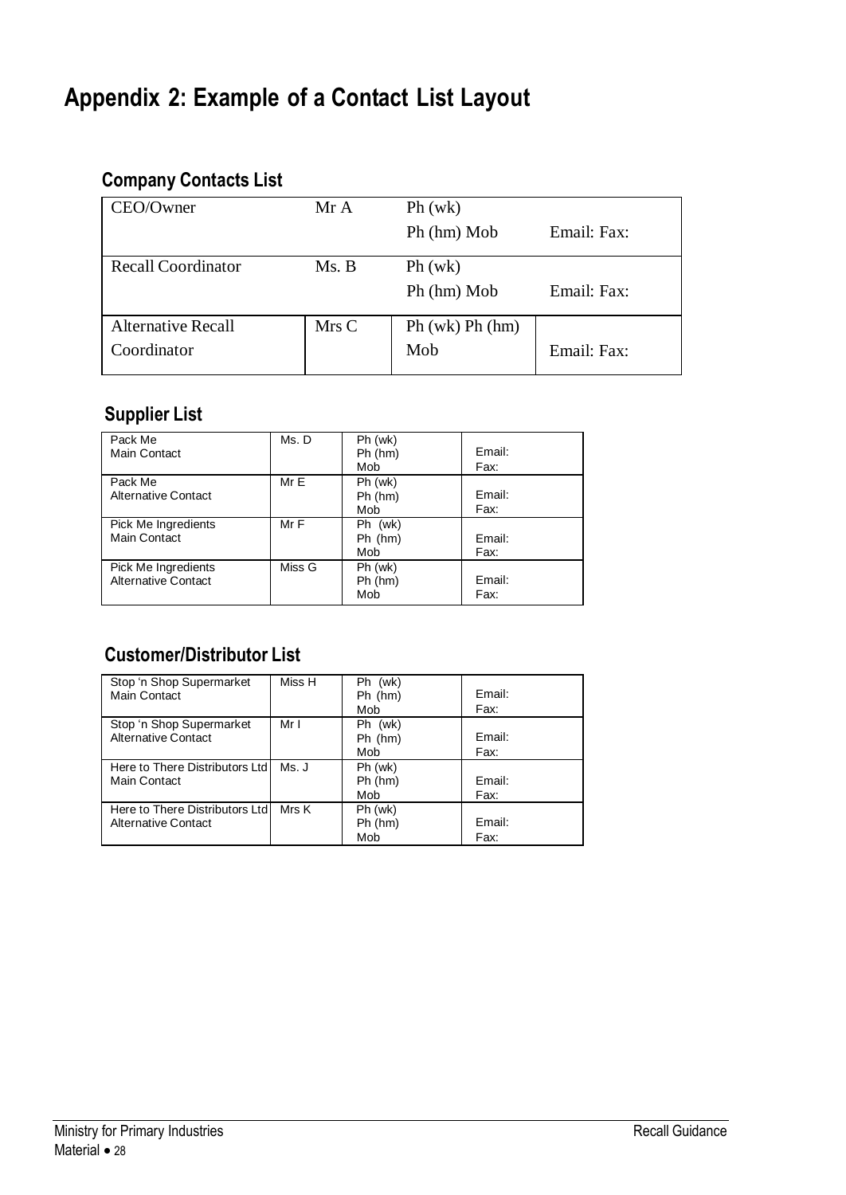# Appendix 2: Example of a Contact List Layout

## Company Contacts List

| | | | |
|---|---|---|---|
| CEO/Owner | Mr A | Ph (wk)<br>Ph (hm) Mob | Email: Fax: |
| Recall Coordinator | Ms. B | Ph (wk)<br>Ph (hm) Mob | Email: Fax: |
| Alternative Recall Coordinator | Mrs C | Ph (wk) Ph (hm)<br>Mob | Email: Fax: |

## Supplier List

| | | | |
|---|---|---|---|
| Pack Me<br>Main Contact | Ms. D | Ph (wk)<br>Ph (hm)<br>Mob | Email:<br>Fax: |
| Pack Me<br>Alternative Contact | Mr E | Ph (wk)<br>Ph (hm)<br>Mob | Email:<br>Fax: |
| Pick Me Ingredients<br>Main Contact | Mr F | Ph (wk)<br>Ph (hm)<br>Mob | Email:<br>Fax: |
| Pick Me Ingredients<br>Alternative Contact | Miss G | Ph (wk)<br>Ph (hm)<br>Mob | Email:<br>Fax: |

## Customer/Distributor List

| | | | |
|---|---|---|---|
| Stop 'n Shop Supermarket<br>Main Contact | Miss H | Ph (wk)<br>Ph (hm)<br>Mob | Email:<br>Fax: |
| Stop 'n Shop Supermarket<br>Alternative Contact | Mr I | Ph (wk)<br>Ph (hm)<br>Mob | Email:<br>Fax: |
| Here to There Distributors Ltd<br>Main Contact | Ms. J | Ph (wk)<br>Ph (hm)<br>Mob | Email:<br>Fax: |
| Here to There Distributors Ltd<br>Alternative Contact | Mrs K | Ph (wk)<br>Ph (hm)<br>Mob | Email:<br>Fax: |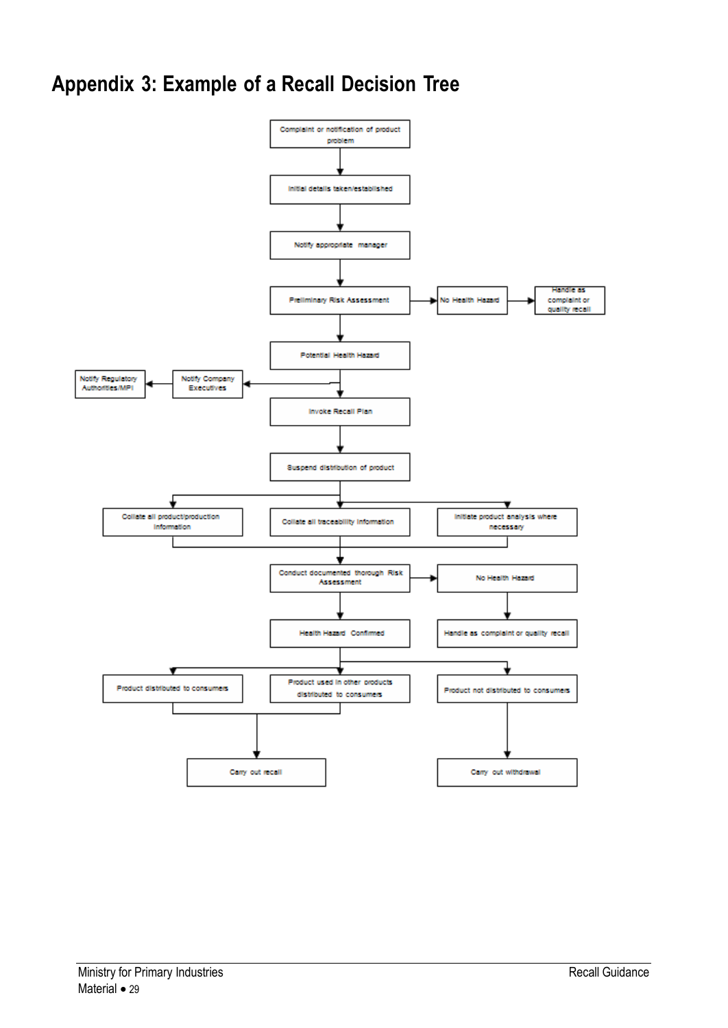## Appendix 3: Example of a Recall Decision Tree

- Complaint or notification of product problem
- Initial details taken/established
- Notify appropriate manager
- Preliminary Risk Assessment
  - No Health Hazard → Handle as complaint or quality recall
- Potential Health Hazard
  - Notify Company Executives → Notify Regulatory Authorities/MPI
- Invoke Recall Plan
- Suspend distribution of product
  - Collate all product/production information
  - Collate all traceability information
  - Initiate product analysis where necessary
- Conduct documented thorough Risk Assessment
  - No Health Hazard → Handle as complaint or quality recall
- Health Hazard Confirmed
  - Product distributed to consumers → Carry out recall
  - Product used in other products distributed to consumers → Carry out recall
  - Product not distributed to consumers → Carry out withdrawal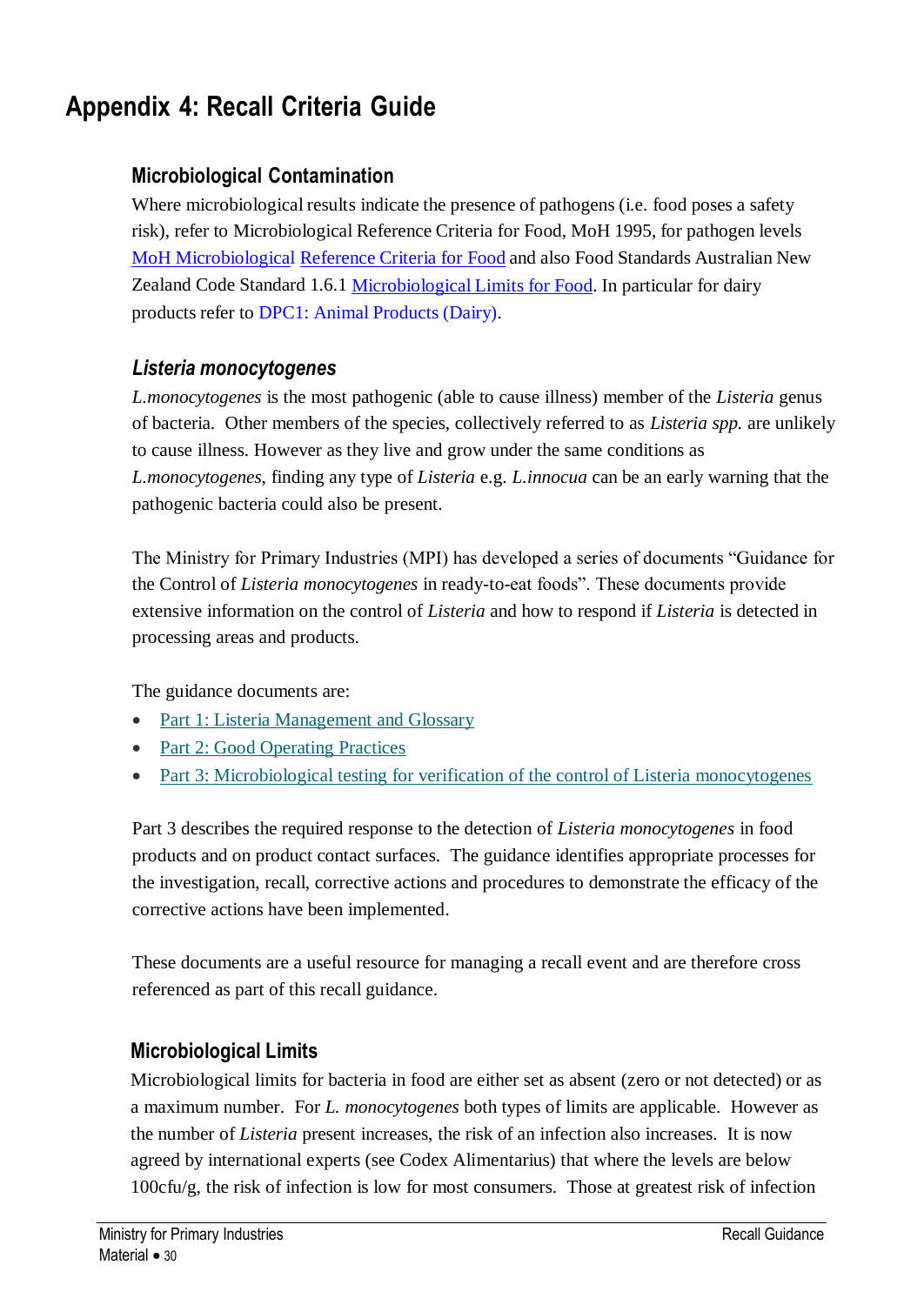# Appendix 4: Recall Criteria Guide

## Microbiological Contamination

Where microbiological results indicate the presence of pathogens (i.e. food poses a safety risk), refer to Microbiological Reference Criteria for Food, MoH 1995, for pathogen levels MoH Microbiological Reference Criteria for Food and also Food Standards Australian New Zealand Code Standard 1.6.1 Microbiological Limits for Food. In particular for dairy products refer to DPC1: Animal Products (Dairy).

## *Listeria monocytogenes*

*L.monocytogenes* is the most pathogenic (able to cause illness) member of the *Listeria* genus of bacteria. Other members of the species, collectively referred to as *Listeria spp.* are unlikely to cause illness. However as they live and grow under the same conditions as *L.monocytogenes*, finding any type of *Listeria* e.g. *L.innocua* can be an early warning that the pathogenic bacteria could also be present.

The Ministry for Primary Industries (MPI) has developed a series of documents "Guidance for the Control of *Listeria monocytogenes* in ready-to-eat foods". These documents provide extensive information on the control of *Listeria* and how to respond if *Listeria* is detected in processing areas and products.

The guidance documents are:

- Part 1: Listeria Management and Glossary
- Part 2: Good Operating Practices
- Part 3: Microbiological testing for verification of the control of Listeria monocytogenes

Part 3 describes the required response to the detection of *Listeria monocytogenes* in food products and on product contact surfaces. The guidance identifies appropriate processes for the investigation, recall, corrective actions and procedures to demonstrate the efficacy of the corrective actions have been implemented.

These documents are a useful resource for managing a recall event and are therefore cross referenced as part of this recall guidance.

## Microbiological Limits

Microbiological limits for bacteria in food are either set as absent (zero or not detected) or as a maximum number. For *L. monocytogenes* both types of limits are applicable. However as the number of *Listeria* present increases, the risk of an infection also increases. It is now agreed by international experts (see Codex Alimentarius) that where the levels are below 100cfu/g, the risk of infection is low for most consumers. Those at greatest risk of infection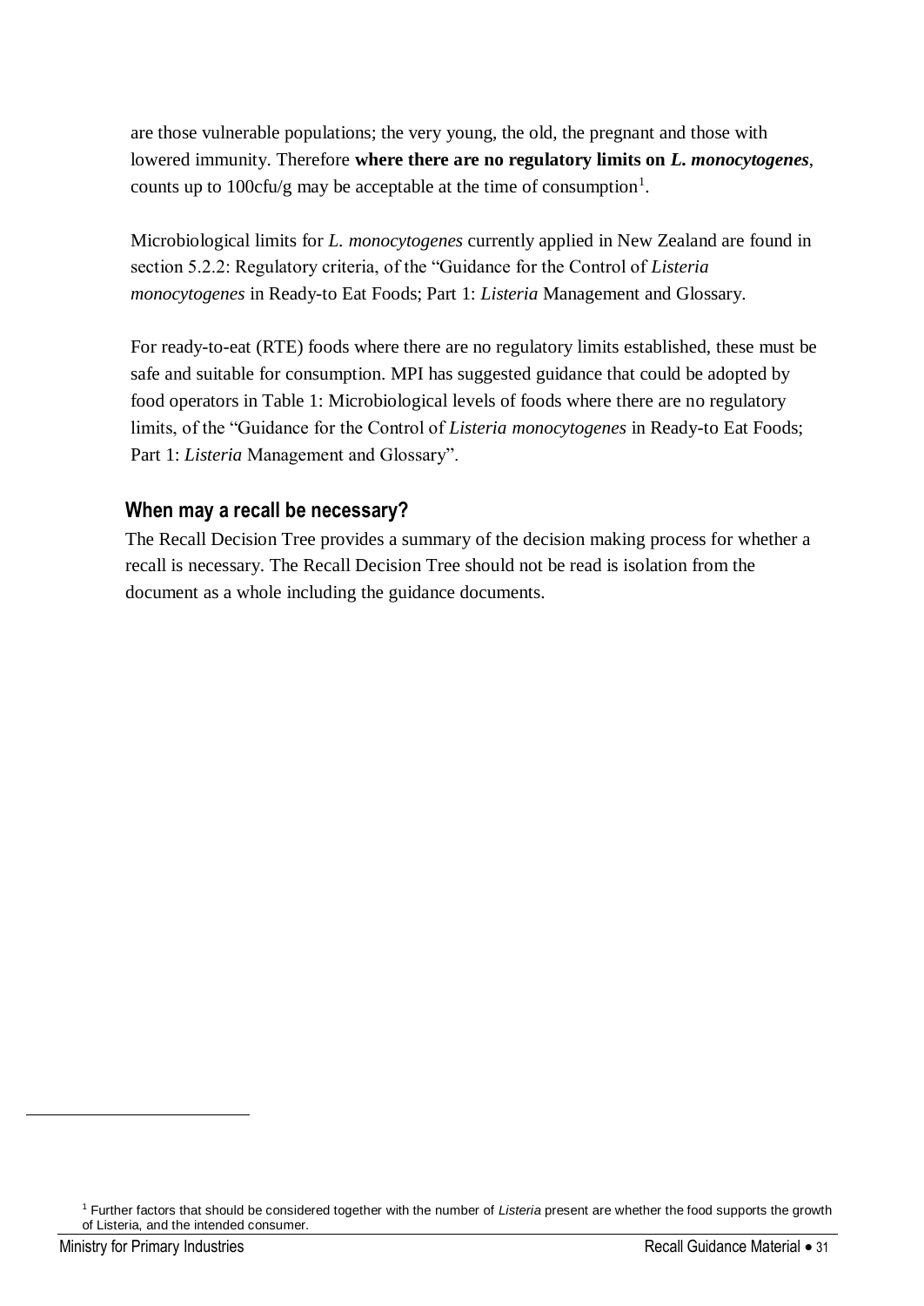are those vulnerable populations; the very young, the old, the pregnant and those with lowered immunity. Therefore **where there are no regulatory limits on *L. monocytogenes***, counts up to 100cfu/g may be acceptable at the time of consumption[1].

Microbiological limits for *L. monocytogenes* currently applied in New Zealand are found in section 5.2.2: Regulatory criteria, of the "Guidance for the Control of *Listeria monocytogenes* in Ready-to Eat Foods; Part 1: *Listeria* Management and Glossary.

For ready-to-eat (RTE) foods where there are no regulatory limits established, these must be safe and suitable for consumption. MPI has suggested guidance that could be adopted by food operators in Table 1: Microbiological levels of foods where there are no regulatory limits, of the "Guidance for the Control of *Listeria monocytogenes* in Ready-to Eat Foods; Part 1: *Listeria* Management and Glossary".

## When may a recall be necessary?

The Recall Decision Tree provides a summary of the decision making process for whether a recall is necessary. The Recall Decision Tree should not be read is isolation from the document as a whole including the guidance documents.

[1] Further factors that should be considered together with the number of *Listeria* present are whether the food supports the growth of Listeria, and the intended consumer.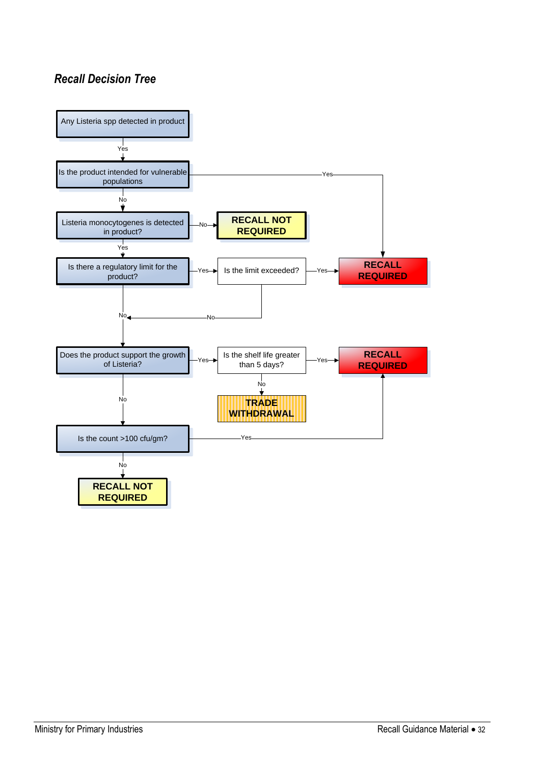## *Recall Decision Tree*

Any Listeria spp detected in product

Yes

Is the product intended for vulnerable populations

Yes → RECALL REQUIRED

No

Listeria monocytogenes is detected in product?

No → RECALL NOT REQUIRED

Yes

Is there a regulatory limit for the product?

Yes → Is the limit exceeded?

Yes → RECALL REQUIRED

No

No

Does the product support the growth of Listeria?

Yes → Is the shelf life greater than 5 days?

Yes → RECALL REQUIRED

No → TRADE WITHDRAWAL

No

Is the count >100 cfu/gm?

Yes → RECALL REQUIRED

No

RECALL NOT REQUIRED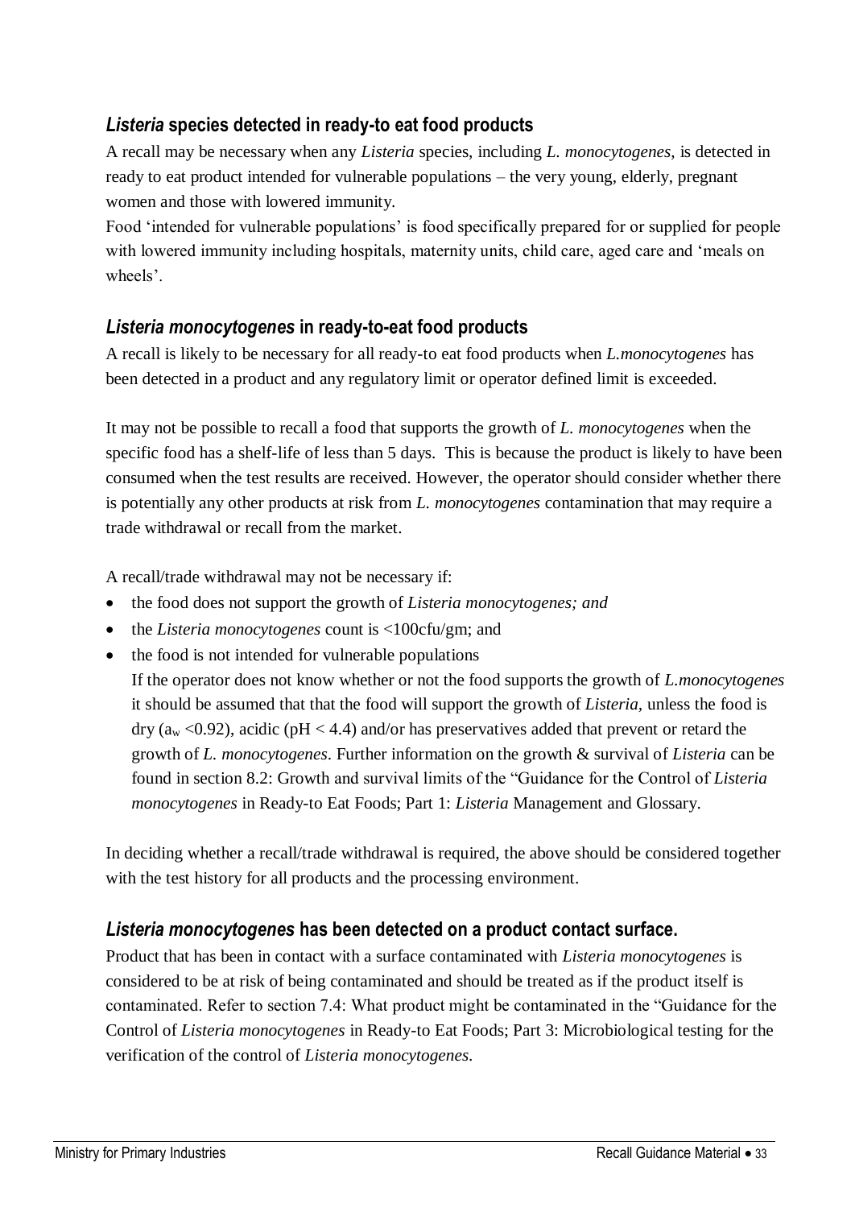### *Listeria* species detected in ready-to eat food products

A recall may be necessary when any *Listeria* species, including *L. monocytogenes*, is detected in ready to eat product intended for vulnerable populations – the very young, elderly, pregnant women and those with lowered immunity.

Food 'intended for vulnerable populations' is food specifically prepared for or supplied for people with lowered immunity including hospitals, maternity units, child care, aged care and 'meals on wheels'.

### *Listeria monocytogenes* in ready-to-eat food products

A recall is likely to be necessary for all ready-to eat food products when *L.monocytogenes* has been detected in a product and any regulatory limit or operator defined limit is exceeded.

It may not be possible to recall a food that supports the growth of *L. monocytogenes* when the specific food has a shelf-life of less than 5 days. This is because the product is likely to have been consumed when the test results are received. However, the operator should consider whether there is potentially any other products at risk from *L. monocytogenes* contamination that may require a trade withdrawal or recall from the market.

A recall/trade withdrawal may not be necessary if:

- the food does not support the growth of *Listeria monocytogenes; and*
- the *Listeria monocytogenes* count is <100cfu/gm; and
- the food is not intended for vulnerable populations

  If the operator does not know whether or not the food supports the growth of *L.monocytogenes* it should be assumed that that the food will support the growth of *Listeria*, unless the food is dry ($a_w$ <0.92), acidic (pH < 4.4) and/or has preservatives added that prevent or retard the growth of *L. monocytogenes*. Further information on the growth & survival of *Listeria* can be found in section 8.2: Growth and survival limits of the "Guidance for the Control of *Listeria monocytogenes* in Ready-to Eat Foods; Part 1: *Listeria* Management and Glossary.

In deciding whether a recall/trade withdrawal is required, the above should be considered together with the test history for all products and the processing environment.

### *Listeria monocytogenes* has been detected on a product contact surface.

Product that has been in contact with a surface contaminated with *Listeria monocytogenes* is considered to be at risk of being contaminated and should be treated as if the product itself is contaminated. Refer to section 7.4: What product might be contaminated in the "Guidance for the Control of *Listeria monocytogenes* in Ready-to Eat Foods; Part 3: Microbiological testing for the verification of the control of *Listeria monocytogenes*.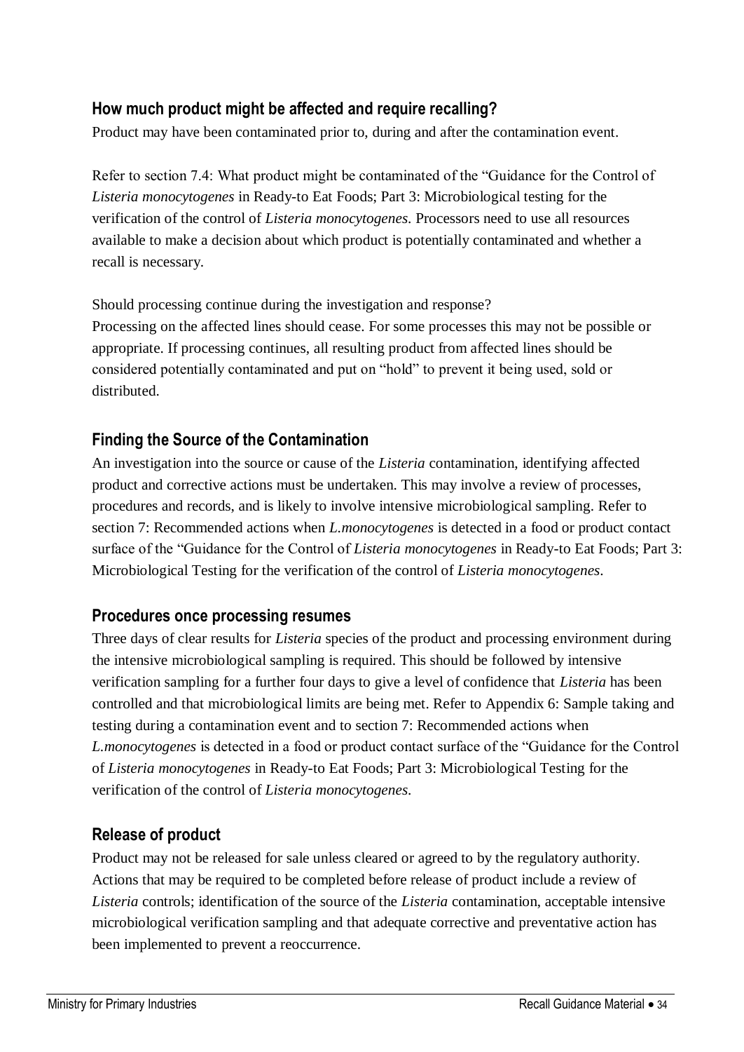### How much product might be affected and require recalling?

Product may have been contaminated prior to, during and after the contamination event.

Refer to section 7.4: What product might be contaminated of the "Guidance for the Control of *Listeria monocytogenes* in Ready-to Eat Foods; Part 3: Microbiological testing for the verification of the control of *Listeria monocytogenes*. Processors need to use all resources available to make a decision about which product is potentially contaminated and whether a recall is necessary.

Should processing continue during the investigation and response?
Processing on the affected lines should cease. For some processes this may not be possible or appropriate. If processing continues, all resulting product from affected lines should be considered potentially contaminated and put on "hold" to prevent it being used, sold or distributed.

### Finding the Source of the Contamination

An investigation into the source or cause of the *Listeria* contamination, identifying affected product and corrective actions must be undertaken. This may involve a review of processes, procedures and records, and is likely to involve intensive microbiological sampling. Refer to section 7: Recommended actions when *L.monocytogenes* is detected in a food or product contact surface of the "Guidance for the Control of *Listeria monocytogenes* in Ready-to Eat Foods; Part 3: Microbiological Testing for the verification of the control of *Listeria monocytogenes*.

### Procedures once processing resumes

Three days of clear results for *Listeria* species of the product and processing environment during the intensive microbiological sampling is required. This should be followed by intensive verification sampling for a further four days to give a level of confidence that *Listeria* has been controlled and that microbiological limits are being met. Refer to Appendix 6: Sample taking and testing during a contamination event and to section 7: Recommended actions when *L.monocytogenes* is detected in a food or product contact surface of the "Guidance for the Control of *Listeria monocytogenes* in Ready-to Eat Foods; Part 3: Microbiological Testing for the verification of the control of *Listeria monocytogenes*.

### Release of product

Product may not be released for sale unless cleared or agreed to by the regulatory authority. Actions that may be required to be completed before release of product include a review of *Listeria* controls; identification of the source of the *Listeria* contamination, acceptable intensive microbiological verification sampling and that adequate corrective and preventative action has been implemented to prevent a reoccurrence.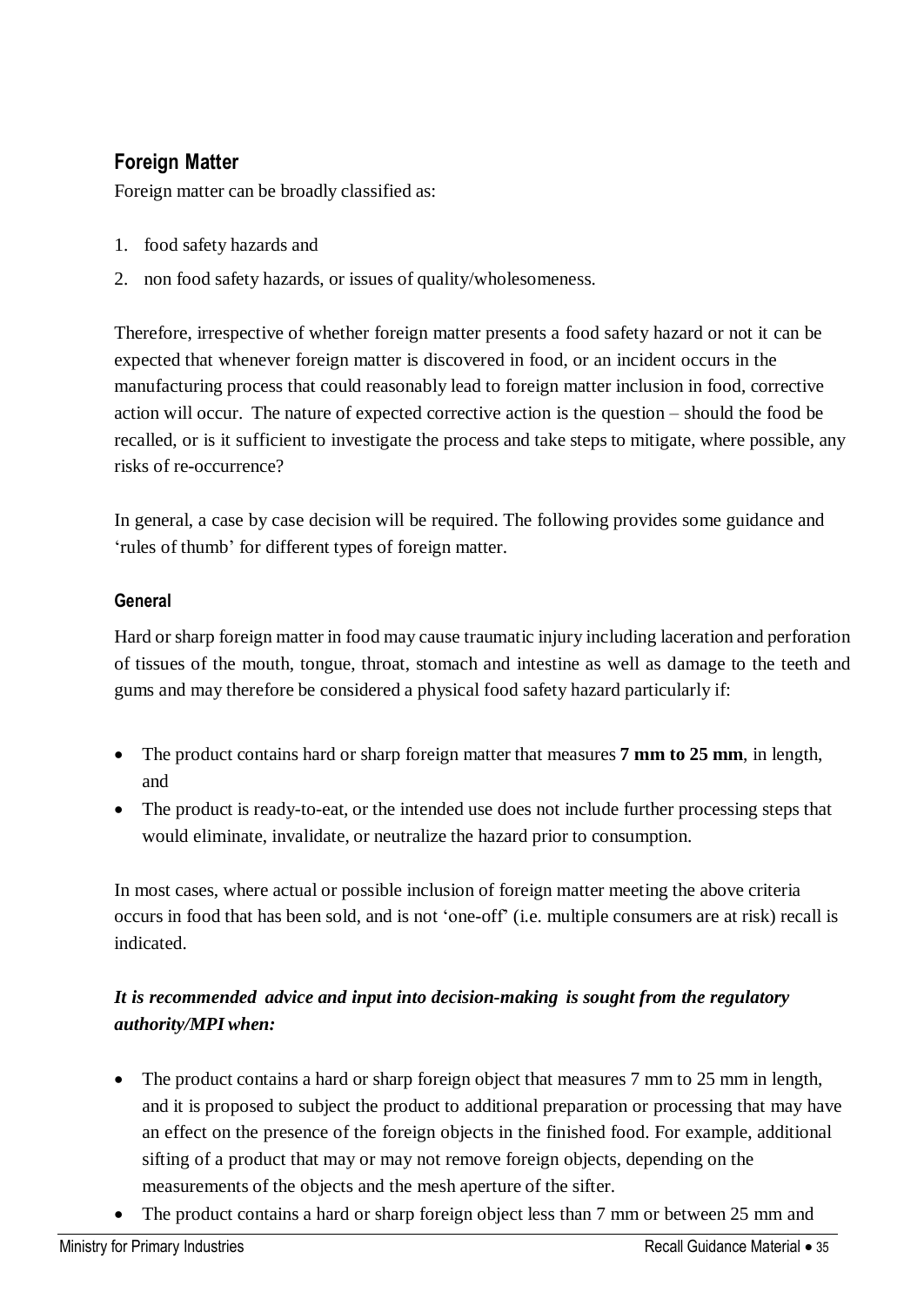## Foreign Matter

Foreign matter can be broadly classified as:

1. food safety hazards and
2. non food safety hazards, or issues of quality/wholesomeness.

Therefore, irrespective of whether foreign matter presents a food safety hazard or not it can be expected that whenever foreign matter is discovered in food, or an incident occurs in the manufacturing process that could reasonably lead to foreign matter inclusion in food, corrective action will occur. The nature of expected corrective action is the question – should the food be recalled, or is it sufficient to investigate the process and take steps to mitigate, where possible, any risks of re-occurrence?

In general, a case by case decision will be required. The following provides some guidance and 'rules of thumb' for different types of foreign matter.

### General

Hard or sharp foreign matter in food may cause traumatic injury including laceration and perforation of tissues of the mouth, tongue, throat, stomach and intestine as well as damage to the teeth and gums and may therefore be considered a physical food safety hazard particularly if:

- The product contains hard or sharp foreign matter that measures **7 mm to 25 mm**, in length, and
- The product is ready-to-eat, or the intended use does not include further processing steps that would eliminate, invalidate, or neutralize the hazard prior to consumption.

In most cases, where actual or possible inclusion of foreign matter meeting the above criteria occurs in food that has been sold, and is not 'one-off' (i.e. multiple consumers are at risk) recall is indicated.

***It is recommended advice and input into decision-making is sought from the regulatory authority/MPI when:***

- The product contains a hard or sharp foreign object that measures 7 mm to 25 mm in length, and it is proposed to subject the product to additional preparation or processing that may have an effect on the presence of the foreign objects in the finished food. For example, additional sifting of a product that may or may not remove foreign objects, depending on the measurements of the objects and the mesh aperture of the sifter.
- The product contains a hard or sharp foreign object less than 7 mm or between 25 mm and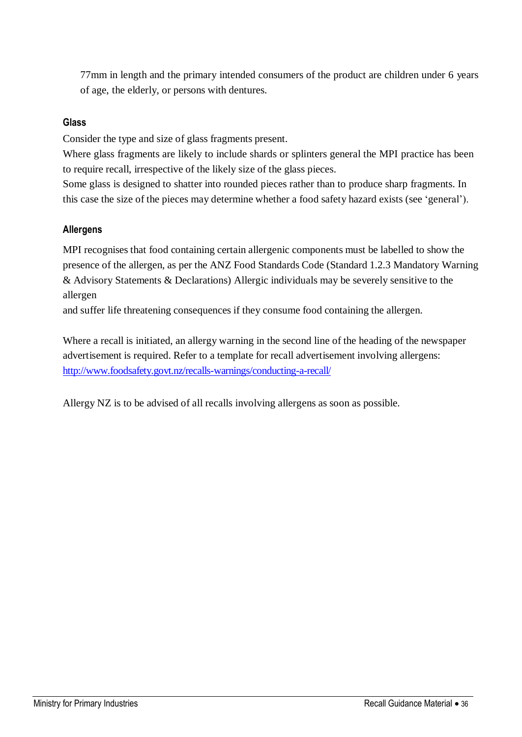77mm in length and the primary intended consumers of the product are children under 6 years of age, the elderly, or persons with dentures.

### Glass

Consider the type and size of glass fragments present.

Where glass fragments are likely to include shards or splinters general the MPI practice has been to require recall, irrespective of the likely size of the glass pieces.

Some glass is designed to shatter into rounded pieces rather than to produce sharp fragments. In this case the size of the pieces may determine whether a food safety hazard exists (see 'general').

### Allergens

MPI recognises that food containing certain allergenic components must be labelled to show the presence of the allergen, as per the ANZ Food Standards Code (Standard 1.2.3 Mandatory Warning & Advisory Statements & Declarations) Allergic individuals may be severely sensitive to the allergen
and suffer life threatening consequences if they consume food containing the allergen.

Where a recall is initiated, an allergy warning in the second line of the heading of the newspaper advertisement is required. Refer to a template for recall advertisement involving allergens: http://www.foodsafety.govt.nz/recalls-warnings/conducting-a-recall/

Allergy NZ is to be advised of all recalls involving allergens as soon as possible.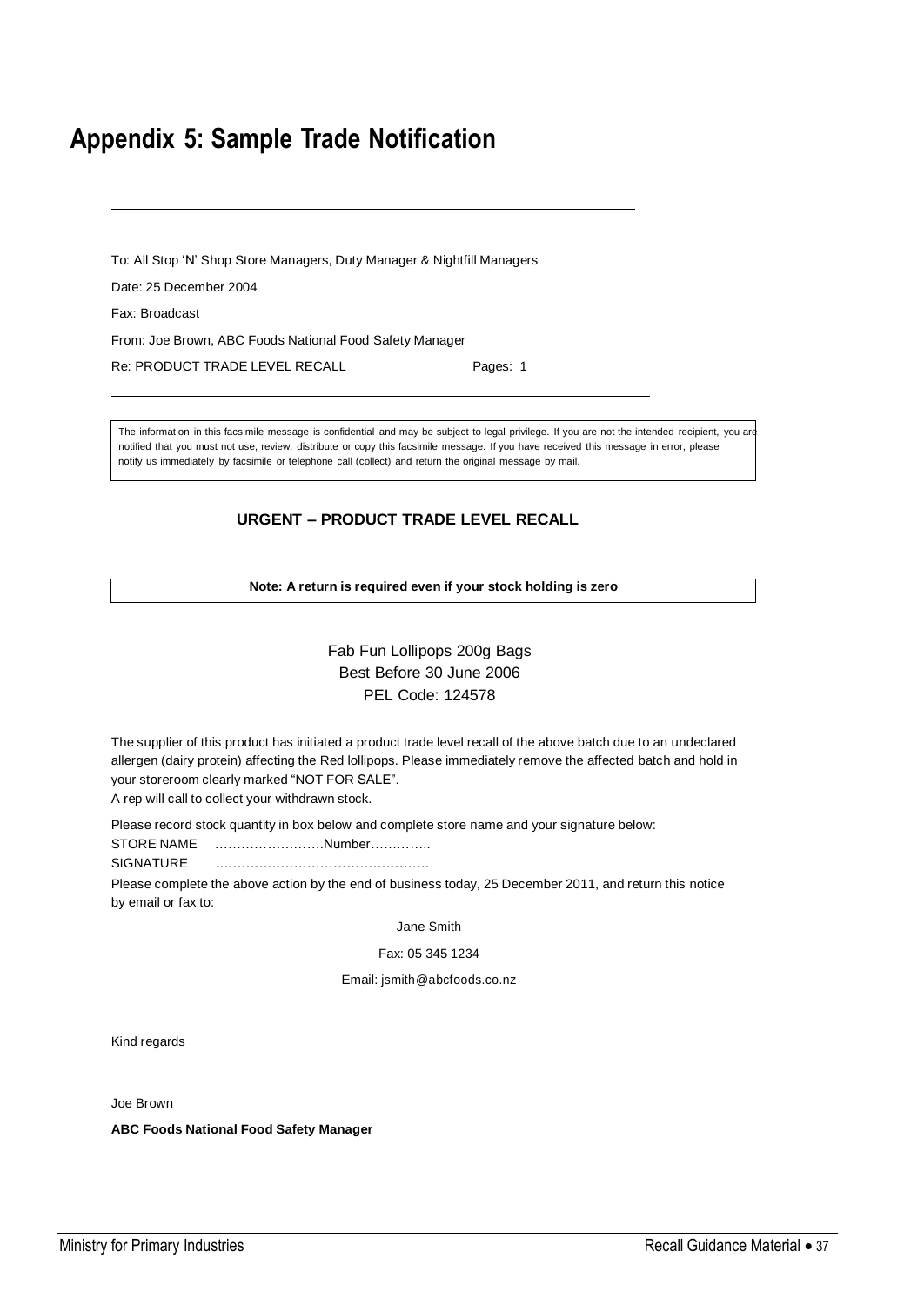# Appendix 5: Sample Trade Notification

---

To: All Stop 'N' Shop Store Managers, Duty Manager & Nightfill Managers

Date: 25 December 2004

Fax: Broadcast

From: Joe Brown, ABC Foods National Food Safety Manager

Re: PRODUCT TRADE LEVEL RECALL Pages: 1

---

The information in this facsimile message is confidential and may be subject to legal privilege. If you are not the intended recipient, you are notified that you must not use, review, distribute or copy this facsimile message. If you have received this message in error, please notify us immediately by facsimile or telephone call (collect) and return the original message by mail.

**URGENT – PRODUCT TRADE LEVEL RECALL**

**Note: A return is required even if your stock holding is zero**

Fab Fun Lollipops 200g Bags
Best Before 30 June 2006
PEL Code: 124578

The supplier of this product has initiated a product trade level recall of the above batch due to an undeclared allergen (dairy protein) affecting the Red lollipops. Please immediately remove the affected batch and hold in your storeroom clearly marked "NOT FOR SALE".

A rep will call to collect your withdrawn stock.

Please record stock quantity in box below and complete store name and your signature below:

STORE NAME ……………………Number…………..

SIGNATURE ………………………………………….

Please complete the above action by the end of business today, 25 December 2011, and return this notice by email or fax to:

Jane Smith

Fax: 05 345 1234

Email: jsmith@abcfoods.co.nz

Kind regards

Joe Brown

**ABC Foods National Food Safety Manager**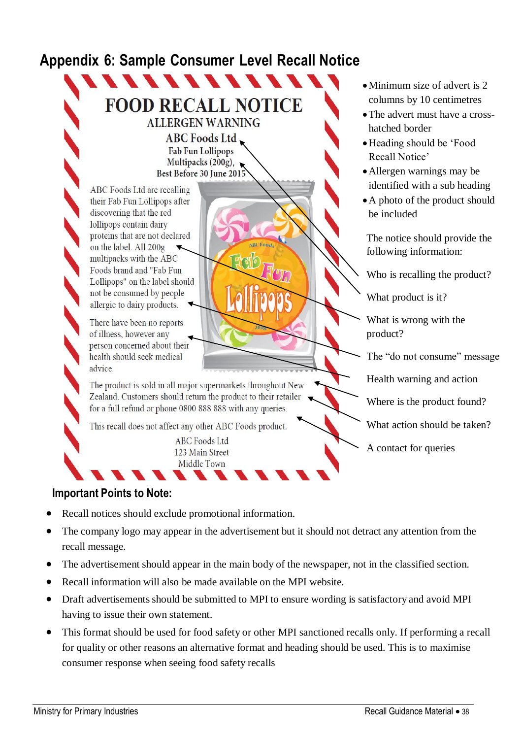# Appendix 6: Sample Consumer Level Recall Notice

**FOOD RECALL NOTICE**

**ALLERGEN WARNING**

**ABC Foods Ltd**

**Fab Fun Lollipops**

**Multipacks (200g),**

**Best Before 30 June 2015**

ABC Foods Ltd are recalling their Fab Fun Lollipops after discovering that the red lollipops contain dairy proteins that are not declared on the label. All 200g multipacks with the ABC Foods brand and "Fab Fun Lollipops" on the label should not be consumed by people allergic to dairy products.

There have been no reports of illness, however any person concerned about their health should seek medical advice.

The product is sold in all major supermarkets throughout New Zealand. Customers should return the product to their retailer for a full refund or phone 0800 888 888 with any queries.

This recall does not affect any other ABC Foods product.

ABC Foods Ltd
123 Main Street
Middle Town

- Minimum size of advert is 2 columns by 10 centimetres
- The advert must have a cross-hatched border
- Heading should be 'Food Recall Notice'
- Allergen warnings may be identified with a sub heading
- A photo of the product should be included

The notice should provide the following information:

- Who is recalling the product?
- What product is it?
- What is wrong with the product?
- The "do not consume" message
- Health warning and action
- Where is the product found?
- What action should be taken?
- A contact for queries

## Important Points to Note:

- Recall notices should exclude promotional information.
- The company logo may appear in the advertisement but it should not detract any attention from the recall message.
- The advertisement should appear in the main body of the newspaper, not in the classified section.
- Recall information will also be made available on the MPI website.
- Draft advertisements should be submitted to MPI to ensure wording is satisfactory and avoid MPI having to issue their own statement.
- This format should be used for food safety or other MPI sanctioned recalls only. If performing a recall for quality or other reasons an alternative format and heading should be used. This is to maximise consumer response when seeing food safety recalls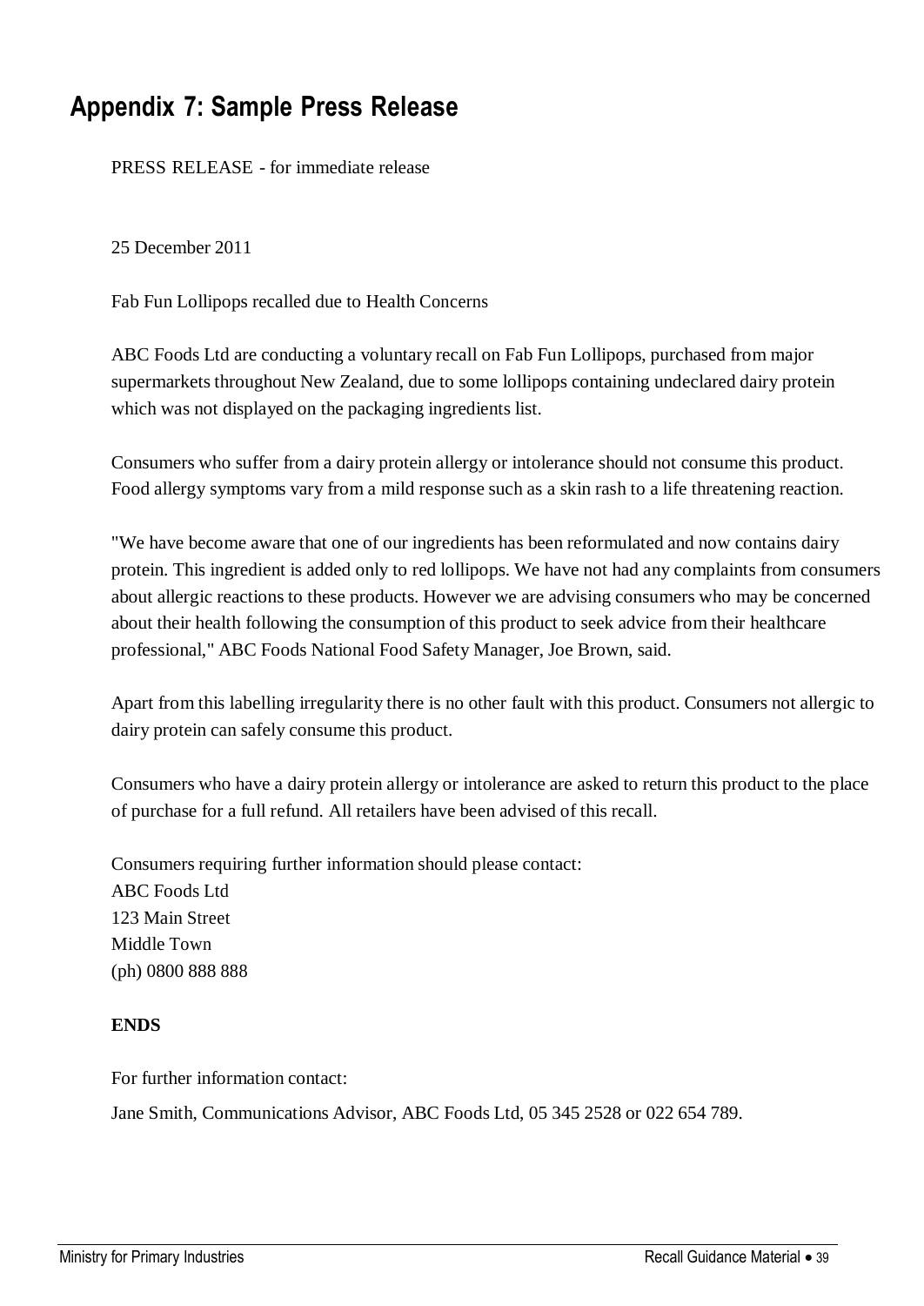# Appendix 7: Sample Press Release

PRESS RELEASE - for immediate release

25 December 2011

Fab Fun Lollipops recalled due to Health Concerns

ABC Foods Ltd are conducting a voluntary recall on Fab Fun Lollipops, purchased from major supermarkets throughout New Zealand, due to some lollipops containing undeclared dairy protein which was not displayed on the packaging ingredients list.

Consumers who suffer from a dairy protein allergy or intolerance should not consume this product. Food allergy symptoms vary from a mild response such as a skin rash to a life threatening reaction.

"We have become aware that one of our ingredients has been reformulated and now contains dairy protein. This ingredient is added only to red lollipops. We have not had any complaints from consumers about allergic reactions to these products. However we are advising consumers who may be concerned about their health following the consumption of this product to seek advice from their healthcare professional," ABC Foods National Food Safety Manager, Joe Brown, said.

Apart from this labelling irregularity there is no other fault with this product. Consumers not allergic to dairy protein can safely consume this product.

Consumers who have a dairy protein allergy or intolerance are asked to return this product to the place of purchase for a full refund. All retailers have been advised of this recall.

Consumers requiring further information should please contact:
ABC Foods Ltd
123 Main Street
Middle Town
(ph) 0800 888 888

**ENDS**

For further information contact:

Jane Smith, Communications Advisor, ABC Foods Ltd, 05 345 2528 or 022 654 789.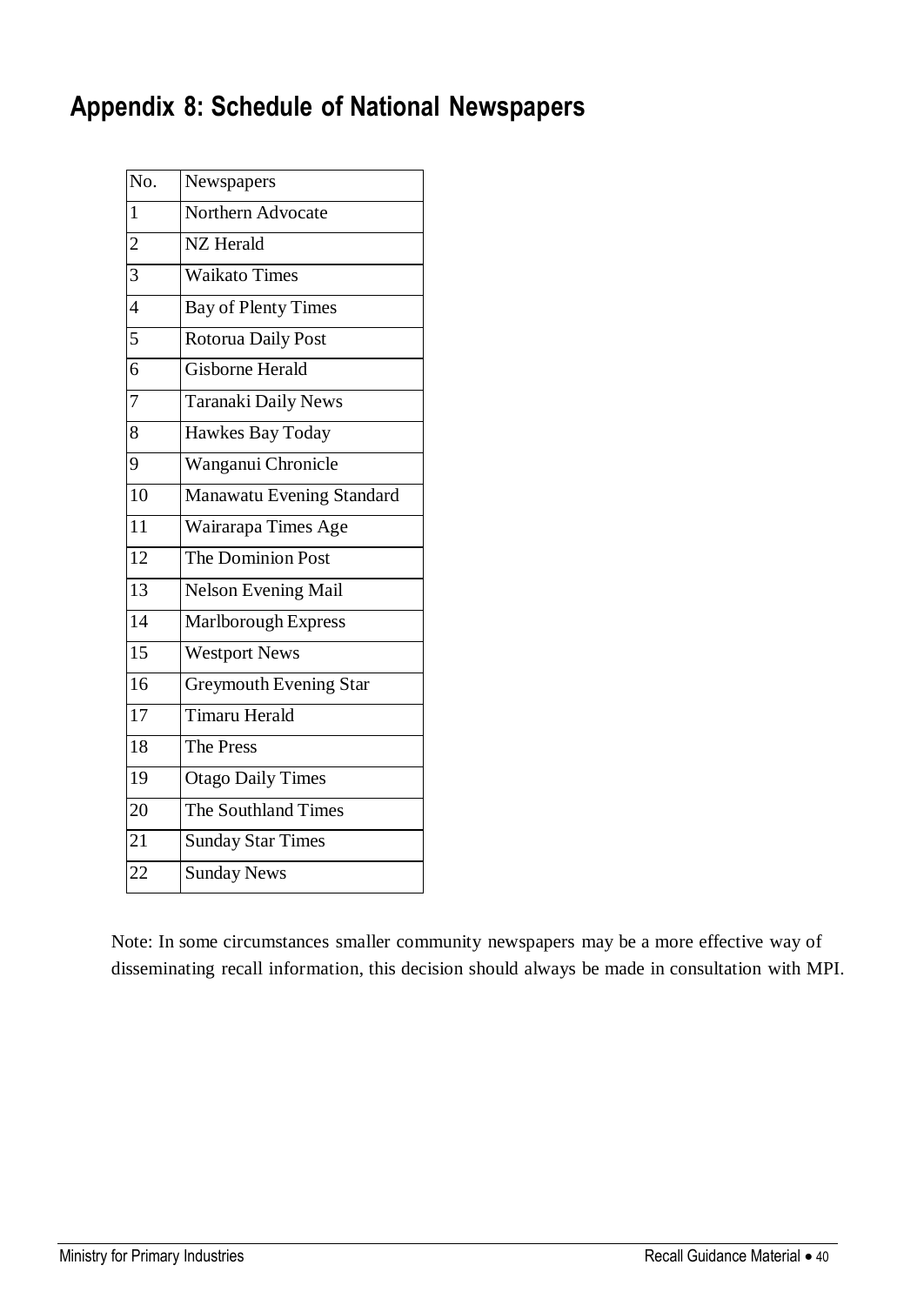## Appendix 8: Schedule of National Newspapers

| No. | Newspapers |
|---|---|
| 1 | Northern Advocate |
| 2 | NZ Herald |
| 3 | Waikato Times |
| 4 | Bay of Plenty Times |
| 5 | Rotorua Daily Post |
| 6 | Gisborne Herald |
| 7 | Taranaki Daily News |
| 8 | Hawkes Bay Today |
| 9 | Wanganui Chronicle |
| 10 | Manawatu Evening Standard |
| 11 | Wairarapa Times Age |
| 12 | The Dominion Post |
| 13 | Nelson Evening Mail |
| 14 | Marlborough Express |
| 15 | Westport News |
| 16 | Greymouth Evening Star |
| 17 | Timaru Herald |
| 18 | The Press |
| 19 | Otago Daily Times |
| 20 | The Southland Times |
| 21 | Sunday Star Times |
| 22 | Sunday News |

Note: In some circumstances smaller community newspapers may be a more effective way of disseminating recall information, this decision should always be made in consultation with MPI.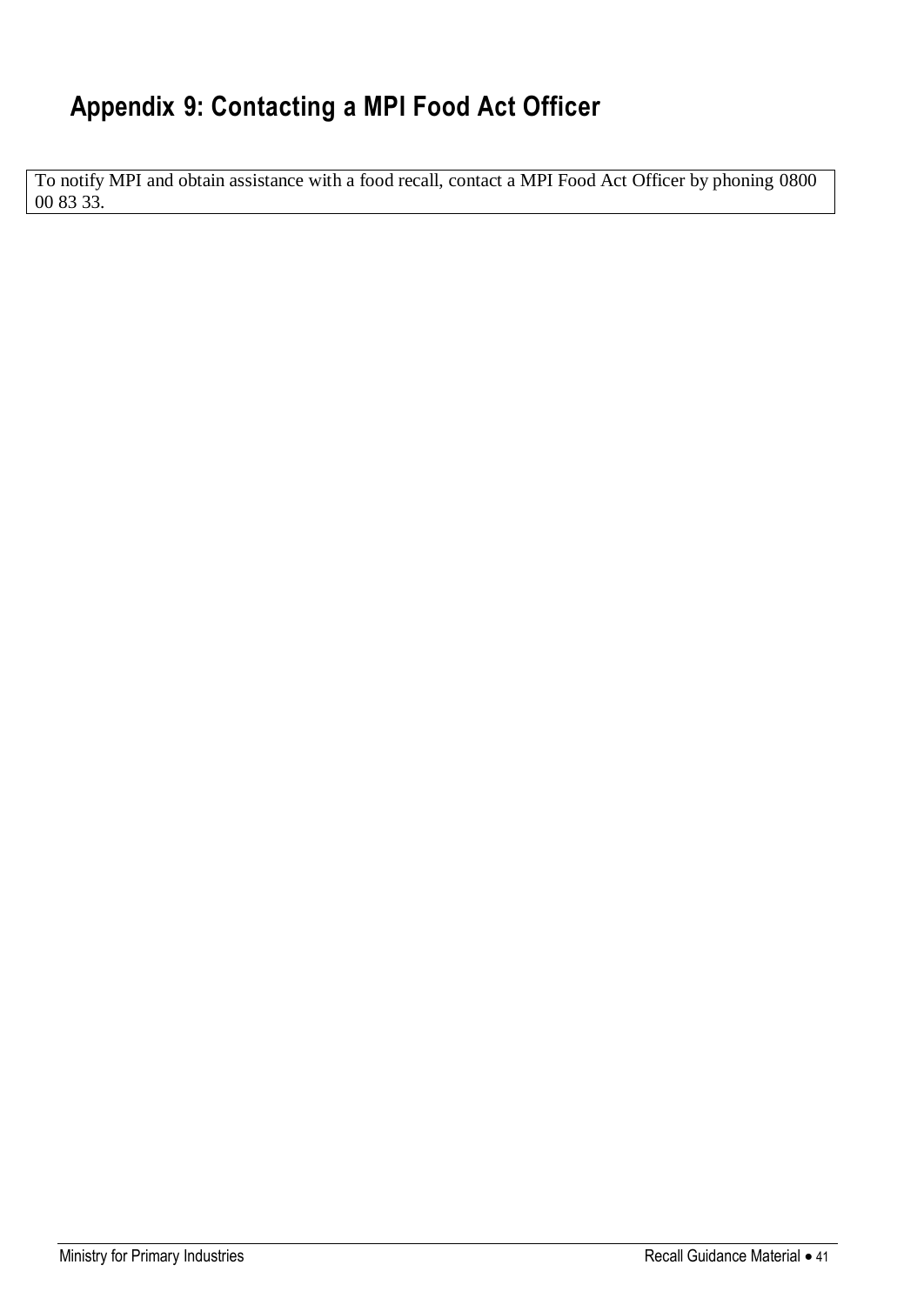# Appendix 9: Contacting a MPI Food Act Officer

To notify MPI and obtain assistance with a food recall, contact a MPI Food Act Officer by phoning 0800 00 83 33.